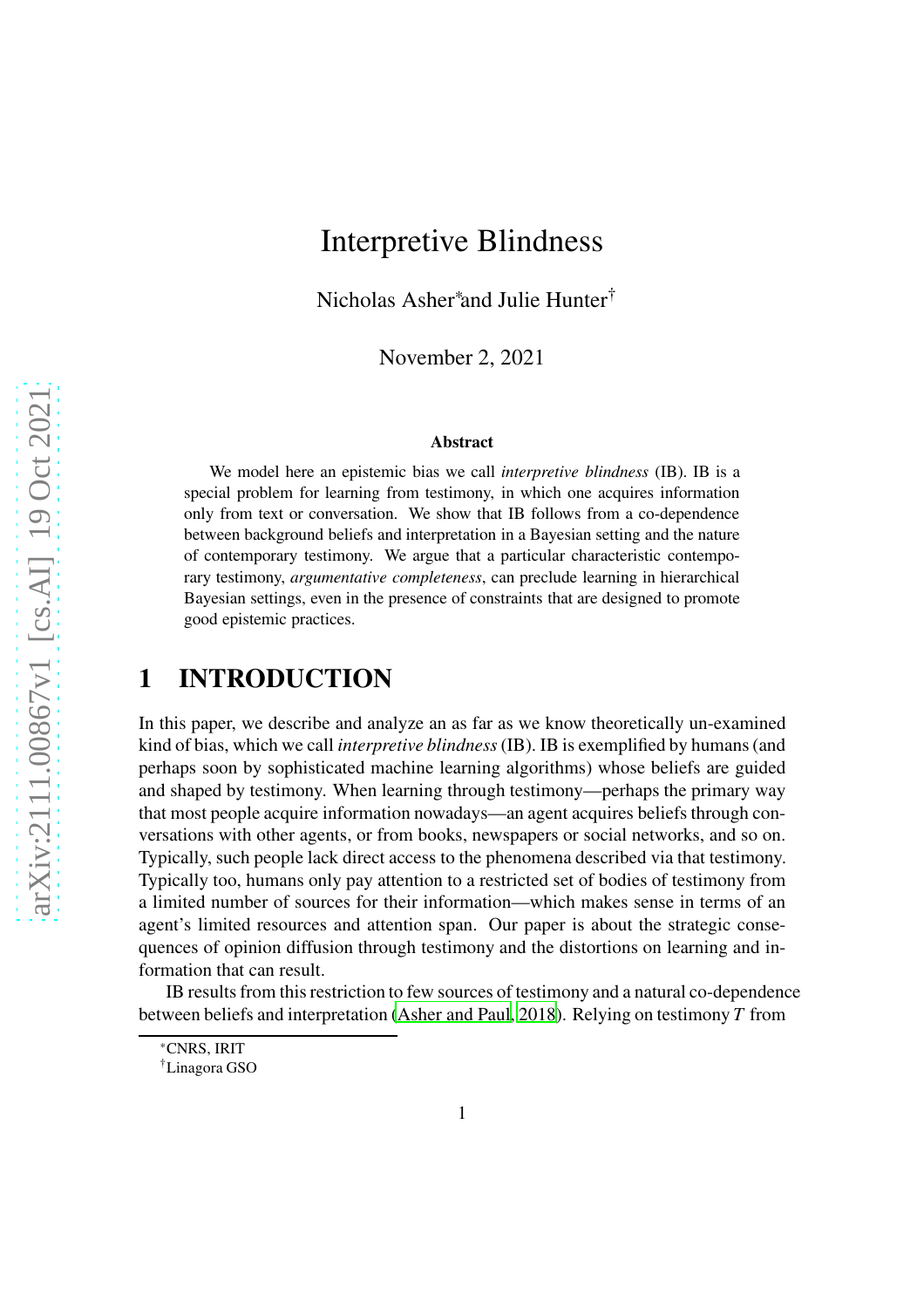# Interpretive Blindness

Nicholas Asher[*] and Julie Hunter[†]

November 2, 2021

### Abstract

We model here an epistemic bias we call *interpretive blindness* (IB). IB is a special problem for learning from testimony, in which one acquires information only from text or conversation. We show that IB follows from a co-dependence between background beliefs and interpretation in a Bayesian setting and the nature of contemporary testimony. We argue that a particular characteristic contemporary testimony, *argumentative completeness*, can preclude learning in hierarchical Bayesian settings, even in the presence of constraints that are designed to promote good epistemic practices.

## 1 INTRODUCTION

In this paper, we describe and analyze an as far as we know theoretically un-examined kind of bias, which we call *interpretive blindness* (IB). IB is exemplified by humans (and perhaps soon by sophisticated machine learning algorithms) whose beliefs are guided and shaped by testimony. When learning through testimony—perhaps the primary way that most people acquire information nowadays—an agent acquires beliefs through conversations with other agents, or from books, newspapers or social networks, and so on. Typically, such people lack direct access to the phenomena described via that testimony. Typically too, humans only pay attention to a restricted set of bodies of testimony from a limited number of sources for their information—which makes sense in terms of an agent's limited resources and attention span. Our paper is about the strategic consequences of opinion diffusion through testimony and the distortions on learning and information that can result.

IB results from this restriction to few sources of testimony and a natural co-dependence between beliefs and interpretation (Asher and Paul, 2018). Relying on testimony $T$ from

[*] CNRS, IRIT

[†] Linagora GSO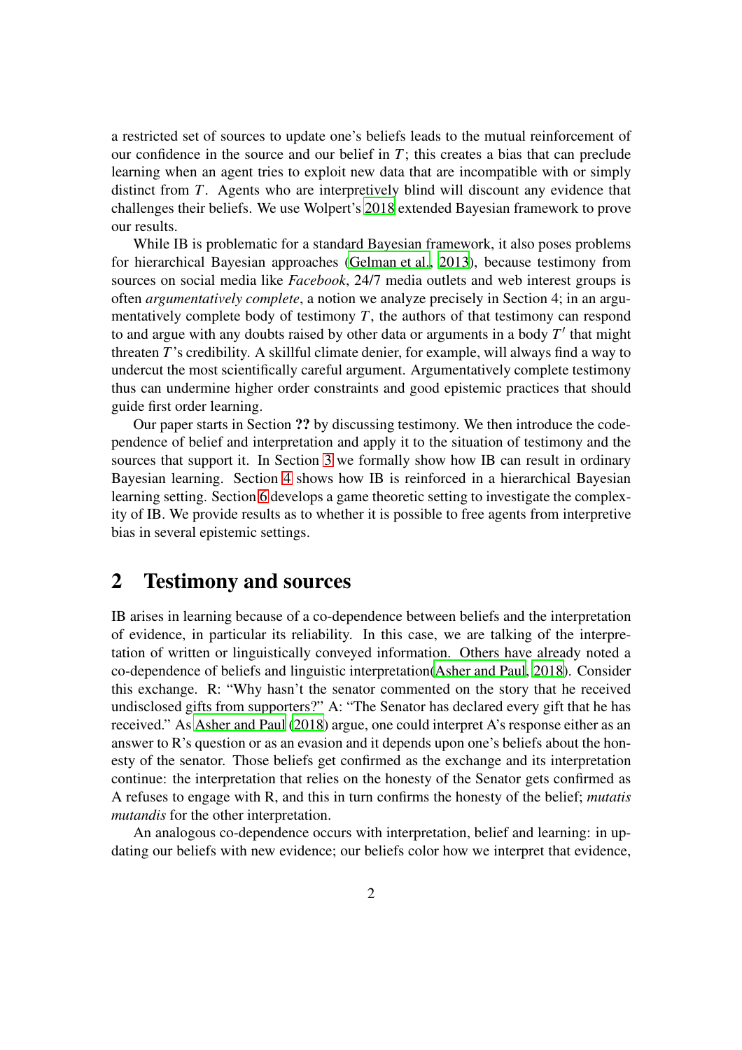a restricted set of sources to update one's beliefs leads to the mutual reinforcement of our confidence in the source and our belief in $T$; this creates a bias that can preclude learning when an agent tries to exploit new data that are incompatible with or simply distinct from $T$. Agents who are interpretively blind will discount any evidence that challenges their beliefs. We use Wolpert's 2018 extended Bayesian framework to prove our results.

While IB is problematic for a standard Bayesian framework, it also poses problems for hierarchical Bayesian approaches (Gelman et al., 2013), because testimony from sources on social media like *Facebook*, 24/7 media outlets and web interest groups is often *argumentatively complete*, a notion we analyze precisely in Section 4; in an argumentatively complete body of testimony $T$, the authors of that testimony can respond to and argue with any doubts raised by other data or arguments in a body $T'$ that might threaten $T$'s credibility. A skillful climate denier, for example, will always find a way to undercut the most scientifically careful argument. Argumentatively complete testimony thus can undermine higher order constraints and good epistemic practices that should guide first order learning.

Our paper starts in Section **??** by discussing testimony. We then introduce the codependence of belief and interpretation and apply it to the situation of testimony and the sources that support it. In Section 3 we formally show how IB can result in ordinary Bayesian learning. Section 4 shows how IB is reinforced in a hierarchical Bayesian learning setting. Section 6 develops a game theoretic setting to investigate the complexity of IB. We provide results as to whether it is possible to free agents from interpretive bias in several epistemic settings.

## 2 Testimony and sources

IB arises in learning because of a co-dependence between beliefs and the interpretation of evidence, in particular its reliability. In this case, we are talking of the interpretation of written or linguistically conveyed information. Others have already noted a co-dependence of beliefs and linguistic interpretation(Asher and Paul, 2018). Consider this exchange. R: "Why hasn't the senator commented on the story that he received undisclosed gifts from supporters?" A: "The Senator has declared every gift that he has received." As Asher and Paul (2018) argue, one could interpret A's response either as an answer to R's question or as an evasion and it depends upon one's beliefs about the honesty of the senator. Those beliefs get confirmed as the exchange and its interpretation continue: the interpretation that relies on the honesty of the Senator gets confirmed as A refuses to engage with R, and this in turn confirms the honesty of the belief; *mutatis mutandis* for the other interpretation.

An analogous co-dependence occurs with interpretation, belief and learning: in updating our beliefs with new evidence; our beliefs color how we interpret that evidence,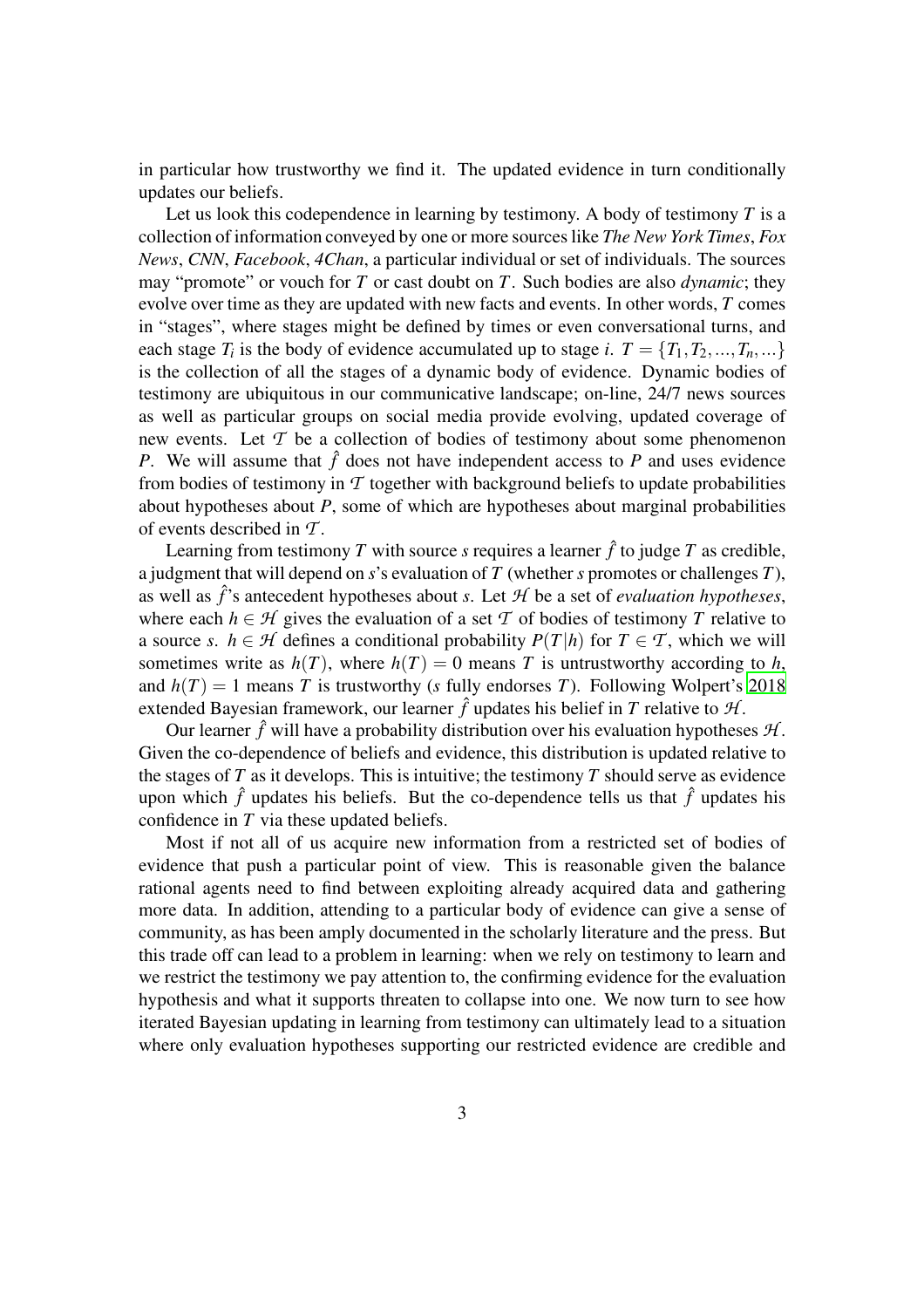in particular how trustworthy we find it. The updated evidence in turn conditionally updates our beliefs.

Let us look this codependence in learning by testimony. A body of testimony $T$ is a collection of information conveyed by one or more sources like *The New York Times*, *Fox News*, *CNN*, *Facebook*, *4Chan*, a particular individual or set of individuals. The sources may "promote" or vouch for $T$ or cast doubt on $T$. Such bodies are also *dynamic*; they evolve over time as they are updated with new facts and events. In other words, $T$ comes in "stages", where stages might be defined by times or even conversational turns, and each stage $T_i$ is the body of evidence accumulated up to stage $i$. $T = \{T_1, T_2, ..., T_n, ...\}$ is the collection of all the stages of a dynamic body of evidence. Dynamic bodies of testimony are ubiquitous in our communicative landscape; on-line, 24/7 news sources as well as particular groups on social media provide evolving, updated coverage of new events. Let $\mathcal{T}$ be a collection of bodies of testimony about some phenomenon $P$. We will assume that $\hat{f}$ does not have independent access to $P$ and uses evidence from bodies of testimony in $\mathcal{T}$ together with background beliefs to update probabilities about hypotheses about $P$, some of which are hypotheses about marginal probabilities of events described in $\mathcal{T}$.

Learning from testimony $T$ with source $s$ requires a learner $\hat{f}$ to judge $T$ as credible, a judgment that will depend on $s$'s evaluation of $T$ (whether $s$ promotes or challenges $T$), as well as $\hat{f}$'s antecedent hypotheses about $s$. Let $\mathcal{H}$ be a set of *evaluation hypotheses*, where each $h \in \mathcal{H}$ gives the evaluation of a set $\mathcal{T}$ of bodies of testimony $T$ relative to a source $s$. $h \in \mathcal{H}$ defines a conditional probability $P(T|h)$ for $T \in \mathcal{T}$, which we will sometimes write as $h(T)$, where $h(T) = 0$ means $T$ is untrustworthy according to $h$, and $h(T) = 1$ means $T$ is trustworthy ($s$ fully endorses $T$). Following Wolpert's 2018 extended Bayesian framework, our learner $\hat{f}$ updates his belief in $T$ relative to $\mathcal{H}$.

Our learner $\hat{f}$ will have a probability distribution over his evaluation hypotheses $\mathcal{H}$. Given the co-dependence of beliefs and evidence, this distribution is updated relative to the stages of $T$ as it develops. This is intuitive; the testimony $T$ should serve as evidence upon which $\hat{f}$ updates his beliefs. But the co-dependence tells us that $\hat{f}$ updates his confidence in $T$ via these updated beliefs.

Most if not all of us acquire new information from a restricted set of bodies of evidence that push a particular point of view. This is reasonable given the balance rational agents need to find between exploiting already acquired data and gathering more data. In addition, attending to a particular body of evidence can give a sense of community, as has been amply documented in the scholarly literature and the press. But this trade off can lead to a problem in learning: when we rely on testimony to learn and we restrict the testimony we pay attention to, the confirming evidence for the evaluation hypothesis and what it supports threaten to collapse into one. We now turn to see how iterated Bayesian updating in learning from testimony can ultimately lead to a situation where only evaluation hypotheses supporting our restricted evidence are credible and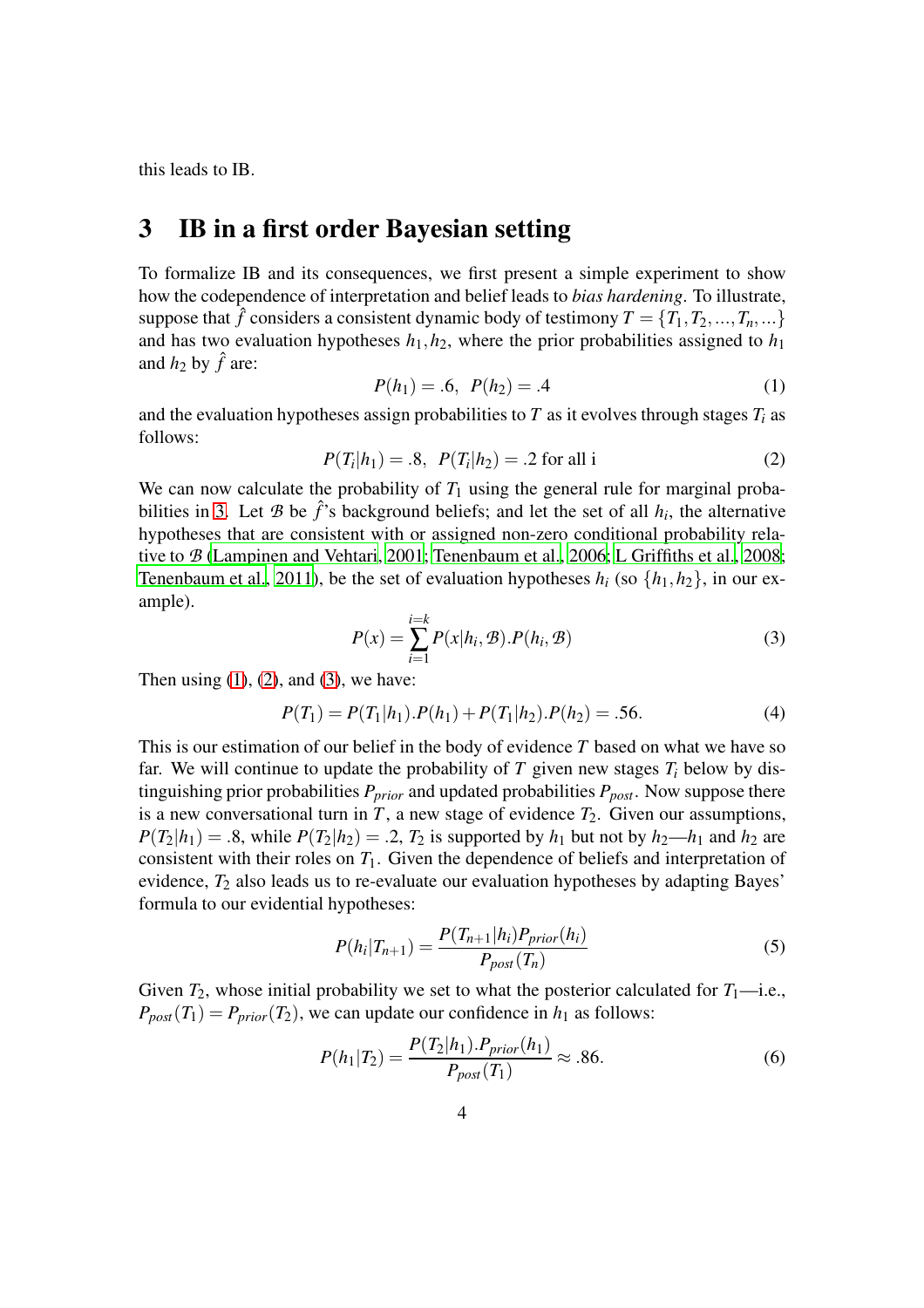this leads to IB.

## 3 IB in a first order Bayesian setting

To formalize IB and its consequences, we first present a simple experiment to show how the codependence of interpretation and belief leads to *bias hardening*. To illustrate, suppose that $\hat{f}$ considers a consistent dynamic body of testimony $T = \{T_1, T_2, ..., T_n, ...\}$ and has two evaluation hypotheses $h_1, h_2$, where the prior probabilities assigned to $h_1$ and $h_2$ by $\hat{f}$ are:

$$P(h_1) = .6, \;\; P(h_2) = .4 \tag{1}$$

and the evaluation hypotheses assign probabilities to $T$ as it evolves through stages $T_i$ as follows:

$$P(T_i|h_1) = .8, \;\; P(T_i|h_2) = .2 \text{ for all i} \tag{2}$$

We can now calculate the probability of $T_1$ using the general rule for marginal probabilities in 3. Let $\mathcal{B}$ be $\hat{f}$'s background beliefs; and let the set of all $h_i$, the alternative hypotheses that are consistent with or assigned non-zero conditional probability relative to $\mathcal{B}$ (Lampinen and Vehtari, 2001; Tenenbaum et al., 2006; L Griffiths et al., 2008; Tenenbaum et al., 2011), be the set of evaluation hypotheses $h_i$ (so $\{h_1, h_2\}$, in our example).

$$P(x) = \sum_{i=1}^{i=k} P(x|h_i, \mathcal{B}).P(h_i, \mathcal{B}) \tag{3}$$

Then using (1), (2), and (3), we have:

$$P(T_1) = P(T_1|h_1).P(h_1) + P(T_1|h_2).P(h_2) = .56. \tag{4}$$

This is our estimation of our belief in the body of evidence $T$ based on what we have so far. We will continue to update the probability of $T$ given new stages $T_i$ below by distinguishing prior probabilities $P_{prior}$ and updated probabilities $P_{post}$. Now suppose there is a new conversational turn in $T$, a new stage of evidence $T_2$. Given our assumptions, $P(T_2|h_1) = .8$, while $P(T_2|h_2) = .2$, $T_2$ is supported by $h_1$ but not by $h_2$—$h_1$ and $h_2$ are consistent with their roles on $T_1$. Given the dependence of beliefs and interpretation of evidence, $T_2$ also leads us to re-evaluate our evaluation hypotheses by adapting Bayes' formula to our evidential hypotheses:

$$P(h_i|T_{n+1}) = \frac{P(T_{n+1}|h_i)P_{prior}(h_i)}{P_{post}(T_n)} \tag{5}$$

Given $T_2$, whose initial probability we set to what the posterior calculated for $T_1$—i.e., $P_{post}(T_1) = P_{prior}(T_2)$, we can update our confidence in $h_1$ as follows:

$$P(h_1|T_2) = \frac{P(T_2|h_1).P_{prior}(h_1)}{P_{post}(T_1)} \approx .86. \tag{6}$$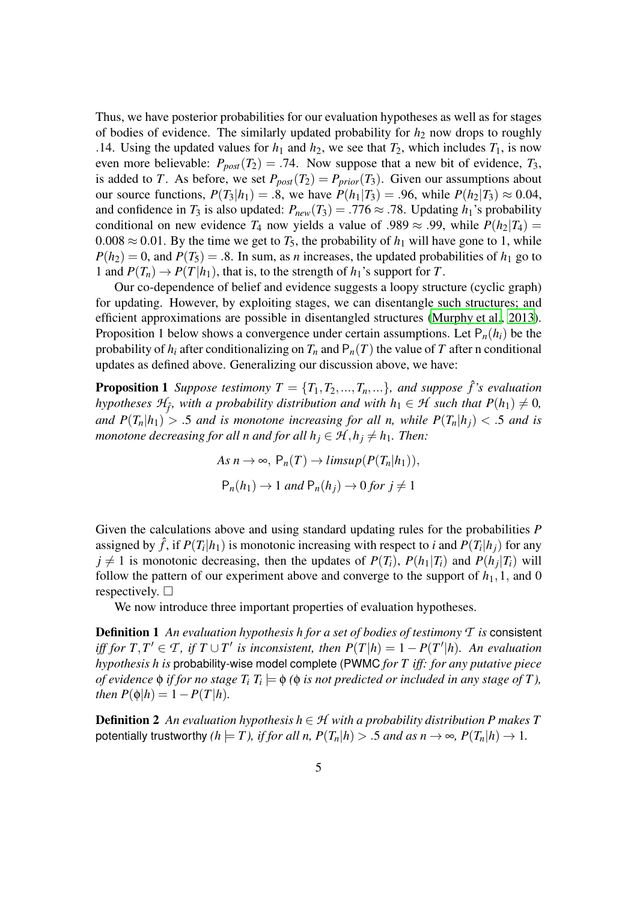Thus, we have posterior probabilities for our evaluation hypotheses as well as for stages of bodies of evidence. The similarly updated probability for $h_2$ now drops to roughly .14. Using the updated values for $h_1$ and $h_2$, we see that $T_2$, which includes $T_1$, is now even more believable: $P_{post}(T_2) = .74$. Now suppose that a new bit of evidence, $T_3$, is added to $T$. As before, we set $P_{post}(T_2) = P_{prior}(T_3)$. Given our assumptions about our source functions, $P(T_3|h_1) = .8$, we have $P(h_1|T_3) = .96$, while $P(h_2|T_3) \approx 0.04$, and confidence in $T_3$ is also updated: $P_{new}(T_3) = .776 \approx .78$. Updating $h_1$'s probability conditional on new evidence $T_4$ now yields a value of $.989 \approx .99$, while $P(h_2|T_4) = 0.008 \approx 0.01$. By the time we get to $T_5$, the probability of $h_1$ will have gone to 1, while $P(h_2) = 0$, and $P(T_5) = .8$. In sum, as $n$ increases, the updated probabilities of $h_1$ go to 1 and $P(T_n) \rightarrow P(T|h_1)$, that is, to the strength of $h_1$'s support for $T$.

Our co-dependence of belief and evidence suggests a loopy structure (cyclic graph) for updating. However, by exploiting stages, we can disentangle such structures; and efficient approximations are possible in disentangled structures (Murphy et al., 2013). Proposition 1 below shows a convergence under certain assumptions. Let $\mathsf{P}_n(h_i)$ be the probability of $h_i$ after conditionalizing on $T_n$ and $\mathsf{P}_n(T)$ the value of $T$ after n conditional updates as defined above. Generalizing our discussion above, we have:

**Proposition 1** *Suppose testimony $T = \{T_1, T_2, ..., T_n, ...\}$, and suppose $\hat{f}$'s evaluation hypotheses $\mathcal{H}_{\hat{f}}$, with a probability distribution and with $h_1 \in \mathcal{H}$ such that $P(h_1) \neq 0$, and $P(T_n|h_1) > .5$ and is monotone increasing for all n, while $P(T_n|h_j) < .5$ and is monotone decreasing for all n and for all $h_j \in \mathcal{H}, h_j \neq h_1$. Then:*

$$As\ n \rightarrow \infty,\ \mathsf{P}_n(T) \rightarrow limsup(P(T_n|h_1)),$$

$$\mathsf{P}_n(h_1) \rightarrow 1 \text{ and } \mathsf{P}_n(h_j) \rightarrow 0 \text{ for } j \neq 1$$

Given the calculations above and using standard updating rules for the probabilities $P$ assigned by $\hat{f}$, if $P(T_i|h_1)$ is monotonic increasing with respect to $i$ and $P(T_i|h_j)$ for any $j \neq 1$ is monotonic decreasing, then the updates of $P(T_i)$, $P(h_1|T_i)$ and $P(h_j|T_i)$ will follow the pattern of our experiment above and converge to the support of $h_1$, 1, and 0 respectively. □

We now introduce three important properties of evaluation hypotheses.

**Definition 1** *An evaluation hypothesis h for a set of bodies of testimony $\mathcal{T}$ is* consistent *iff for $T, T' \in \mathcal{T}$, if $T \cup T'$ is inconsistent, then $P(T|h) = 1 - P(T'|h)$. An evaluation hypothesis h is* probability-wise model complete (PWMC *for T iff: for any putative piece of evidence $\phi$ if for no stage $T_i$ $T_i \models \phi$ ($\phi$ is not predicted or included in any stage of T), then $P(\phi|h) = 1 - P(T|h)$.*

**Definition 2** *An evaluation hypothesis $h \in \mathcal{H}$ with a probability distribution P makes T* potentially trustworthy *($h \models T$), if for all n, $P(T_n|h) > .5$ and as $n \rightarrow \infty$, $P(T_n|h) \rightarrow 1$.*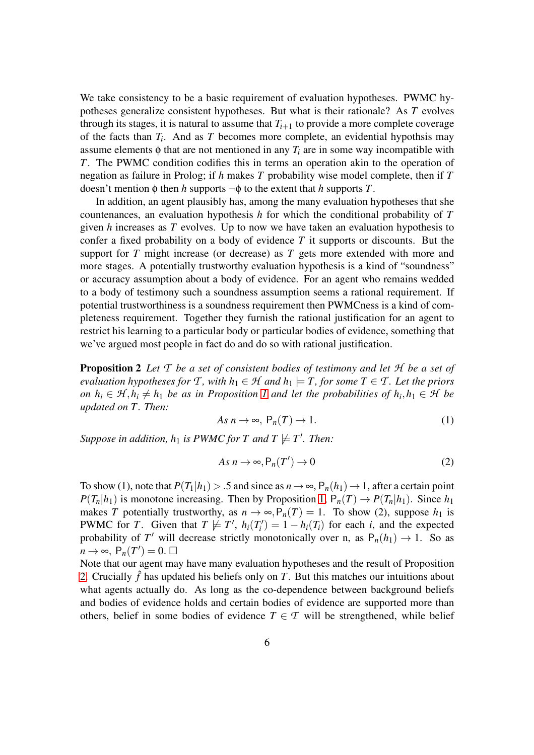We take consistency to be a basic requirement of evaluation hypotheses. PWMC hypotheses generalize consistent hypotheses. But what is their rationale? As $T$ evolves through its stages, it is natural to assume that $T_{i+1}$ to provide a more complete coverage of the facts than $T_i$. And as $T$ becomes more complete, an evidential hypothsis may assume elements $\phi$ that are not mentioned in any $T_i$ are in some way incompatible with $T$. The PWMC condition codifies this in terms an operation akin to the operation of negation as failure in Prolog; if $h$ makes $T$ probability wise model complete, then if $T$ doesn't mention $\phi$ then $h$ supports $\neg\phi$ to the extent that $h$ supports $T$.

In addition, an agent plausibly has, among the many evaluation hypotheses that she countenances, an evaluation hypothesis $h$ for which the conditional probability of $T$ given $h$ increases as $T$ evolves. Up to now we have taken an evaluation hypothesis to confer a fixed probability on a body of evidence $T$ it supports or discounts. But the support for $T$ might increase (or decrease) as $T$ gets more extended with more and more stages. A potentially trustworthy evaluation hypothesis is a kind of "soundness" or accuracy assumption about a body of evidence. For an agent who remains wedded to a body of testimony such a soundness assumption seems a rational requirement. If potential trustworthiness is a soundness requirement then PWMCness is a kind of completeness requirement. Together they furnish the rational justification for an agent to restrict his learning to a particular body or particular bodies of evidence, something that we've argued most people in fact do and do so with rational justification.

**Proposition 2** *Let $\mathcal{T}$ be a set of consistent bodies of testimony and let $\mathcal{H}$ be a set of evaluation hypotheses for $\mathcal{T}$, with $h_1 \in \mathcal{H}$ and $h_1 \models T$, for some $T \in \mathcal{T}$. Let the priors on $h_i \in \mathcal{H}, h_i \neq h_1$ be as in Proposition 1 and let the probabilities of $h_i, h_1 \in \mathcal{H}$ be updated on $T$. Then:*

$$\text{As } n \to \infty,\ \mathsf{P}_n(T) \to 1. \tag{1}$$

*Suppose in addition, $h_1$ is PWMC for $T$ and $T \not\models T'$. Then:*

$$\text{As } n \to \infty, \mathsf{P}_n(T') \to 0 \tag{2}$$

To show (1), note that $P(T_1|h_1) > .5$ and since as $n \to \infty$, $\mathsf{P}_n(h_1) \to 1$, after a certain point $P(T_n|h_1)$ is monotone increasing. Then by Proposition 1, $\mathsf{P}_n(T) \to P(T_n|h_1)$. Since $h_1$ makes $T$ potentially trustworthy, as $n \to \infty, \mathsf{P}_n(T) = 1$. To show (2), suppose $h_1$ is PWMC for $T$. Given that $T \not\models T'$, $h_i(T_i') = 1 - h_i(T_i)$ for each $i$, and the expected probability of $T'$ will decrease strictly monotonically over n, as $\mathsf{P}_n(h_1) \to 1$. So as $n \to \infty$, $\mathsf{P}_n(T') = 0$. $\square$

Note that our agent may have many evaluation hypotheses and the result of Proposition 2. Crucially $\hat{f}$ has updated his beliefs only on $T$. But this matches our intuitions about what agents actually do. As long as the co-dependence between background beliefs and bodies of evidence holds and certain bodies of evidence are supported more than others, belief in some bodies of evidence $T \in \mathcal{T}$ will be strengthened, while belief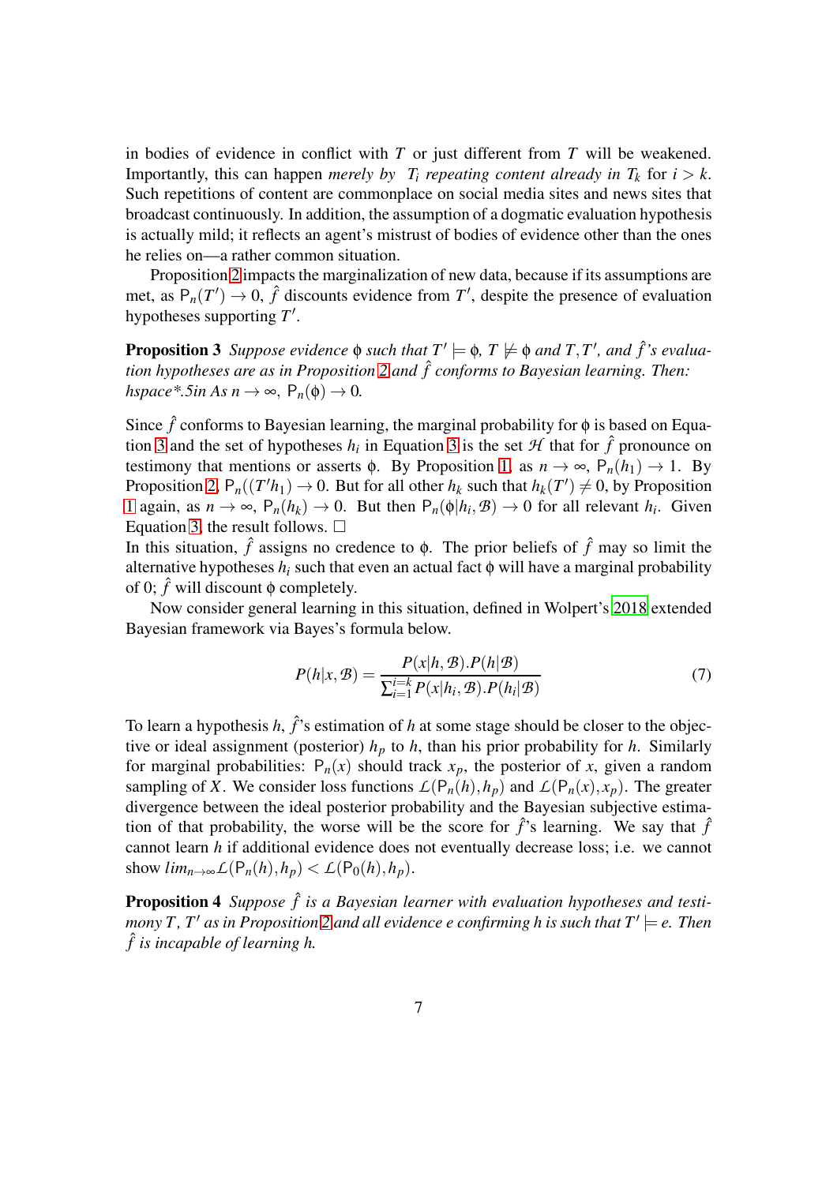in bodies of evidence in conflict with $T$ or just different from $T$ will be weakened. Importantly, this can happen *merely by* $T_i$ *repeating content already in* $T_k$ for $i > k$. Such repetitions of content are commonplace on social media sites and news sites that broadcast continuously. In addition, the assumption of a dogmatic evaluation hypothesis is actually mild; it reflects an agent's mistrust of bodies of evidence other than the ones he relies on—a rather common situation.

Proposition 2 impacts the marginalization of new data, because if its assumptions are met, as $\mathsf{P}_n(T') \to 0$, $\hat{f}$ discounts evidence from $T'$, despite the presence of evaluation hypotheses supporting $T'$.

**Proposition 3** *Suppose evidence* $\phi$ *such that* $T' \models \phi$, $T \not\models \phi$ *and* $T, T'$, *and* $\hat{f}$*'s evaluation hypotheses are as in Proposition 2 and* $\hat{f}$ *conforms to Bayesian learning. Then: hspace\*.5in As* $n \to \infty$, $\mathsf{P}_n(\phi) \to 0$.

Since $\hat{f}$ conforms to Bayesian learning, the marginal probability for $\phi$ is based on Equation 3 and the set of hypotheses $h_i$ in Equation 3 is the set $\mathcal{H}$ that for $\hat{f}$ pronounce on testimony that mentions or asserts $\phi$. By Proposition 1, as $n \to \infty$, $\mathsf{P}_n(h_1) \to 1$. By Proposition 2, $\mathsf{P}_n((T'h_1) \to 0$. But for all other $h_k$ such that $h_k(T') \neq 0$, by Proposition 1 again, as $n \to \infty$, $\mathsf{P}_n(h_k) \to 0$. But then $\mathsf{P}_n(\phi|h_i, \mathcal{B}) \to 0$ for all relevant $h_i$. Given Equation 3, the result follows. $\Box$

In this situation, $\hat{f}$ assigns no credence to $\phi$. The prior beliefs of $\hat{f}$ may so limit the alternative hypotheses $h_i$ such that even an actual fact $\phi$ will have a marginal probability of 0; $\hat{f}$ will discount $\phi$ completely.

Now consider general learning in this situation, defined in Wolpert's 2018 extended Bayesian framework via Bayes's formula below.

$$P(h|x, \mathcal{B}) = \frac{P(x|h, \mathcal{B}).P(h|\mathcal{B})}{\sum_{i=1}^{i=k} P(x|h_i, \mathcal{B}).P(h_i|\mathcal{B})} \tag{7}$$

To learn a hypothesis $h$, $\hat{f}$'s estimation of $h$ at some stage should be closer to the objective or ideal assignment (posterior) $h_p$ to $h$, than his prior probability for $h$. Similarly for marginal probabilities: $\mathsf{P}_n(x)$ should track $x_p$, the posterior of $x$, given a random sampling of $X$. We consider loss functions $\mathcal{L}(\mathsf{P}_n(h), h_p)$ and $\mathcal{L}(\mathsf{P}_n(x), x_p)$. The greater divergence between the ideal posterior probability and the Bayesian subjective estimation of that probability, the worse will be the score for $\hat{f}$'s learning. We say that $\hat{f}$ cannot learn $h$ if additional evidence does not eventually decrease loss; i.e. we cannot show $lim_{n\to\infty}\mathcal{L}(\mathsf{P}_n(h), h_p) < \mathcal{L}(\mathsf{P}_0(h), h_p)$.

**Proposition 4** *Suppose* $\hat{f}$ *is a Bayesian learner with evaluation hypotheses and testimony* $T$, $T'$ *as in Proposition 2 and all evidence* $e$ *confirming h is such that* $T' \models e$. *Then* $\hat{f}$ *is incapable of learning h.*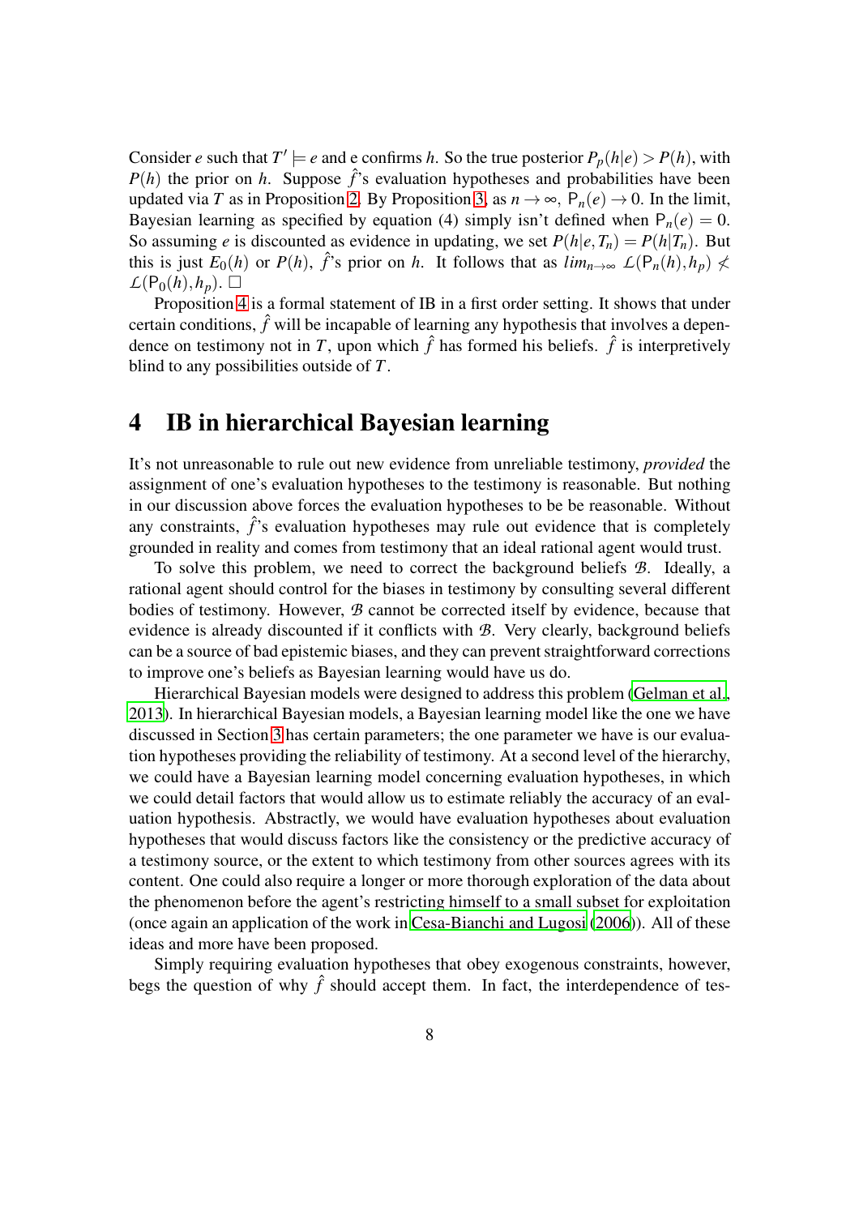Consider $e$ such that $T' \models e$ and e confirms $h$. So the true posterior $P_p(h|e) > P(h)$, with $P(h)$ the prior on $h$. Suppose $\hat{f}$'s evaluation hypotheses and probabilities have been updated via $T$ as in Proposition 2. By Proposition 3, as $n \to \infty$, $\mathsf{P}_n(e) \to 0$. In the limit, Bayesian learning as specified by equation (4) simply isn't defined when $\mathsf{P}_n(e) = 0$. So assuming $e$ is discounted as evidence in updating, we set $P(h|e, T_n) = P(h|T_n)$. But this is just $E_0(h)$ or $P(h)$, $\hat{f}$'s prior on $h$. It follows that as $lim_{n \to \infty}$ $\mathcal{L}(\mathsf{P}_n(h), h_p) \not< \mathcal{L}(\mathsf{P}_0(h), h_p)$. □

Proposition 4 is a formal statement of IB in a first order setting. It shows that under certain conditions, $\hat{f}$ will be incapable of learning any hypothesis that involves a dependence on testimony not in $T$, upon which $\hat{f}$ has formed his beliefs. $\hat{f}$ is interpretively blind to any possibilities outside of $T$.

# 4 IB in hierarchical Bayesian learning

It's not unreasonable to rule out new evidence from unreliable testimony, *provided* the assignment of one's evaluation hypotheses to the testimony is reasonable. But nothing in our discussion above forces the evaluation hypotheses to be reasonable. Without any constraints, $\hat{f}$'s evaluation hypotheses may rule out evidence that is completely grounded in reality and comes from testimony that an ideal rational agent would trust.

To solve this problem, we need to correct the background beliefs $\mathcal{B}$. Ideally, a rational agent should control for the biases in testimony by consulting several different bodies of testimony. However, $\mathcal{B}$ cannot be corrected itself by evidence, because that evidence is already discounted if it conflicts with $\mathcal{B}$. Very clearly, background beliefs can be a source of bad epistemic biases, and they can prevent straightforward corrections to improve one's beliefs as Bayesian learning would have us do.

Hierarchical Bayesian models were designed to address this problem (Gelman et al., 2013). In hierarchical Bayesian models, a Bayesian learning model like the one we have discussed in Section 3 has certain parameters; the one parameter we have is our evaluation hypotheses providing the reliability of testimony. At a second level of the hierarchy, we could have a Bayesian learning model concerning evaluation hypotheses, in which we could detail factors that would allow us to estimate reliably the accuracy of an evaluation hypothesis. Abstractly, we would have evaluation hypotheses about evaluation hypotheses that would discuss factors like the consistency or the predictive accuracy of a testimony source, or the extent to which testimony from other sources agrees with its content. One could also require a longer or more thorough exploration of the data about the phenomenon before the agent's restricting himself to a small subset for exploitation (once again an application of the work in Cesa-Bianchi and Lugosi (2006)). All of these ideas and more have been proposed.

Simply requiring evaluation hypotheses that obey exogenous constraints, however, begs the question of why $\hat{f}$ should accept them. In fact, the interdependence of tes-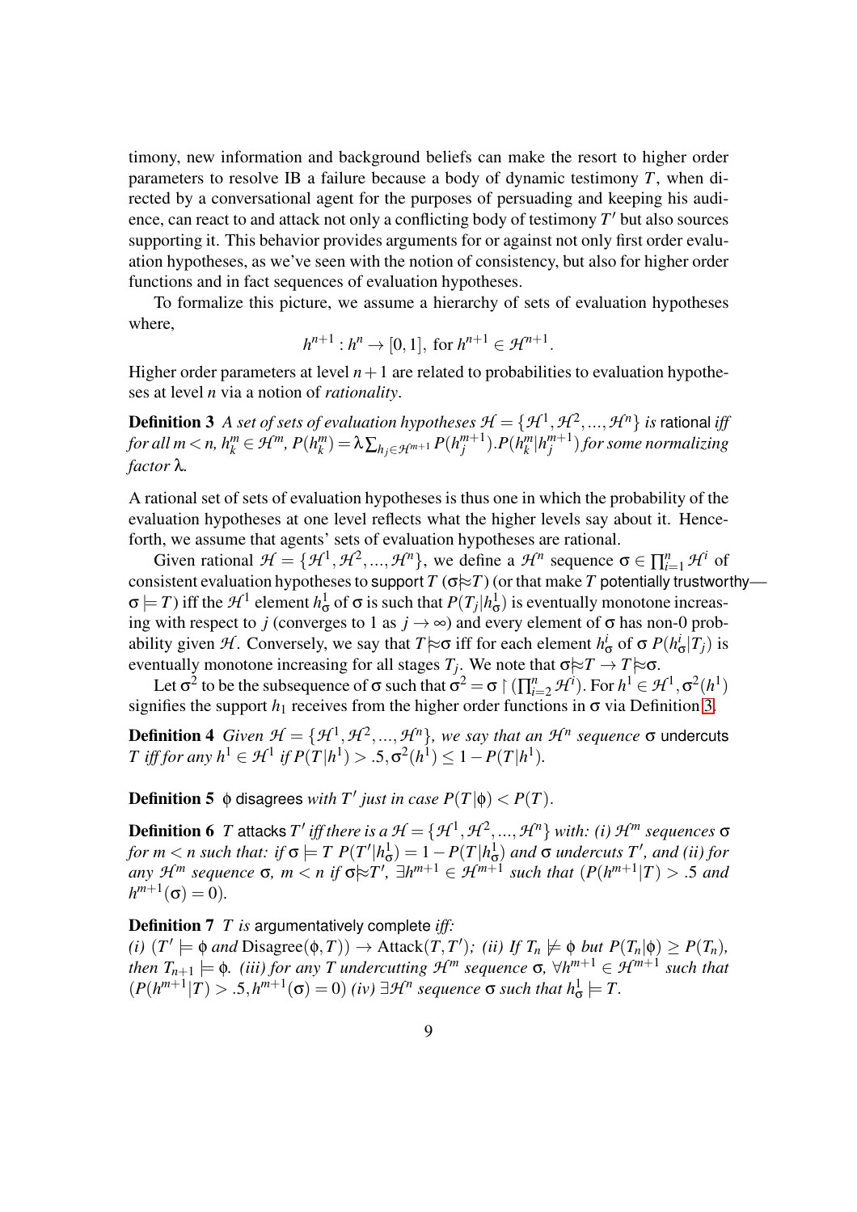timony, new information and background beliefs can make the resort to higher order parameters to resolve IB a failure because a body of dynamic testimony $T$, when directed by a conversational agent for the purposes of persuading and keeping his audience, can react to and attack not only a conflicting body of testimony $T'$ but also sources supporting it. This behavior provides arguments for or against not only first order evaluation hypotheses, as we've seen with the notion of consistency, but also for higher order functions and in fact sequences of evaluation hypotheses.

To formalize this picture, we assume a hierarchy of sets of evaluation hypotheses where,

$$h^{n+1} : h^n \to [0,1], \text{ for } h^{n+1} \in \mathcal{H}^{n+1}.$$

Higher order parameters at level $n+1$ are related to probabilities to evaluation hypotheses at level $n$ via a notion of *rationality*.

**Definition 3** *A set of sets of evaluation hypotheses $\mathcal{H} = \{\mathcal{H}^1, \mathcal{H}^2, ..., \mathcal{H}^n\}$ is* rational *iff for all $m < n$, $h_k^m \in \mathcal{H}^m$, $P(h_k^m) = \lambda \sum_{h_j \in \mathcal{H}^{m+1}} P(h_j^{m+1}).P(h_k^m | h_j^{m+1})$ for some normalizing factor $\lambda$.*

A rational set of sets of evaluation hypotheses is thus one in which the probability of the evaluation hypotheses at one level reflects what the higher levels say about it. Henceforth, we assume that agents' sets of evaluation hypotheses are rational.

Given rational $\mathcal{H} = \{\mathcal{H}^1, \mathcal{H}^2, ..., \mathcal{H}^n\}$, we define a $\mathcal{H}^n$ sequence $\sigma \in \prod_{i=1}^n \mathcal{H}^i$ of consistent evaluation hypotheses to support $T$ ($\sigma \approx T$) (or that make $T$ potentially trustworthy—$\sigma \models T$) iff the $\mathcal{H}^1$ element $h_\sigma^1$ of $\sigma$ is such that $P(T_j | h_\sigma^1)$ is eventually monotone increasing with respect to $j$ (converges to 1 as $j \to \infty$) and every element of $\sigma$ has non-0 probability given $\mathcal{H}$. Conversely, we say that $T \approx \sigma$ iff for each element $h_\sigma^i$ of $\sigma$ $P(h_\sigma^i | T_j)$ is eventually monotone increasing for all stages $T_j$. We note that $\sigma \approx T \to T \approx \sigma$.

Let $\sigma^2$ to be the subsequence of $\sigma$ such that $\sigma^2 = \sigma \upharpoonright (\prod_{i=2}^n \mathcal{H}^i)$. For $h^1 \in \mathcal{H}^1, \sigma^2(h^1)$ signifies the support $h_1$ receives from the higher order functions in $\sigma$ via Definition 3.

**Definition 4** *Given $\mathcal{H} = \{\mathcal{H}^1, \mathcal{H}^2, ..., \mathcal{H}^n\}$, we say that an $\mathcal{H}^n$ sequence $\sigma$* undercuts *$T$ iff for any $h^1 \in \mathcal{H}^1$ if $P(T|h^1) > .5, \sigma^2(h^1) \leq 1 - P(T|h^1)$.*

**Definition 5** $\phi$ disagrees *with $T'$ just in case $P(T|\phi) < P(T)$.*

**Definition 6** *$T$* attacks *$T'$ iff there is a $\mathcal{H} = \{\mathcal{H}^1, \mathcal{H}^2, ..., \mathcal{H}^n\}$ with: (i) $\mathcal{H}^m$ sequences $\sigma$ for $m < n$ such that: if $\sigma \models T$ $P(T'|h_\sigma^1) = 1 - P(T|h_\sigma^1)$ and $\sigma$ undercuts $T'$, and (ii) for any $\mathcal{H}^m$ sequence $\sigma$, $m < n$ if $\sigma \approx T'$, $\exists h^{m+1} \in \mathcal{H}^{m+1}$ such that $(P(h^{m+1}|T) > .5$ and $h^{m+1}(\sigma) = 0)$.*

**Definition 7** *$T$ is* argumentatively complete *iff:*
*(i) $(T' \models \phi$ and $\text{Disagree}(\phi, T)) \to \text{Attack}(T, T')$; (ii) If $T_n \not\models \phi$ but $P(T_n|\phi) \geq P(T_n)$, then $T_{n+1} \models \phi$. (iii) for any $T$ undercutting $\mathcal{H}^m$ sequence $\sigma$, $\forall h^{m+1} \in \mathcal{H}^{m+1}$ such that $(P(h^{m+1}|T) > .5, h^{m+1}(\sigma) = 0)$ (iv) $\exists \mathcal{H}^n$ sequence $\sigma$ such that $h_\sigma^1 \models T$.*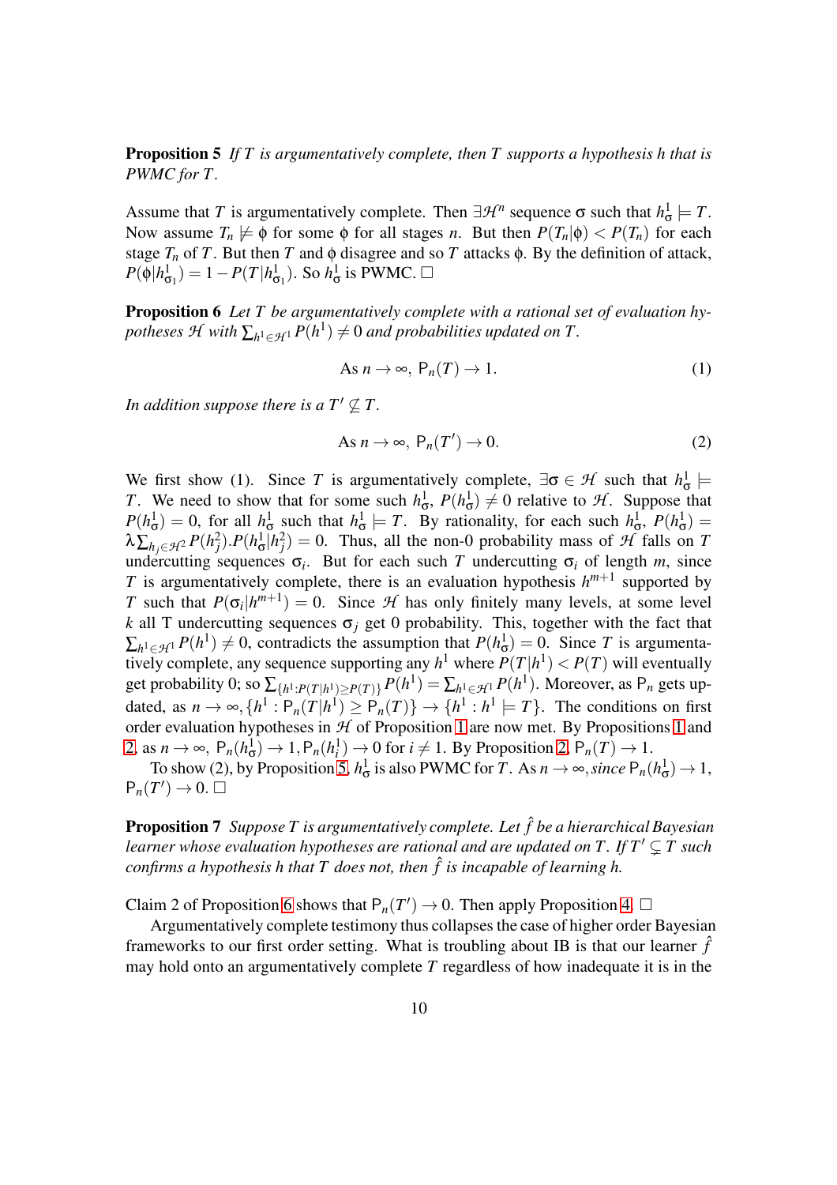**Proposition 5** *If $T$ is argumentatively complete, then $T$ supports a hypothesis $h$ that is PWMC for $T$.*

Assume that $T$ is argumentatively complete. Then $\exists \mathcal{H}^n$ sequence $\sigma$ such that $h^1_\sigma \models T$. Now assume $T_n \not\models \phi$ for some $\phi$ for all stages $n$. But then $P(T_n|\phi) < P(T_n)$ for each stage $T_n$ of $T$. But then $T$ and $\phi$ disagree and so $T$ attacks $\phi$. By the definition of attack, $P(\phi|h^1_{\sigma_1}) = 1 - P(T|h^1_{\sigma_1})$. So $h^1_\sigma$ is PWMC. □

**Proposition 6** *Let $T$ be argumentatively complete with a rational set of evaluation hypotheses $\mathcal{H}$ with $\sum_{h^1 \in \mathcal{H}^1} P(h^1) \neq 0$ and probabilities updated on $T$.*

$$\text{As } n \to \infty, \ \mathsf{P}_n(T) \to 1. \tag{1}$$

*In addition suppose there is a $T' \not\subseteq T$.*

$$\text{As } n \to \infty, \ \mathsf{P}_n(T') \to 0. \tag{2}$$

We first show (1). Since $T$ is argumentatively complete, $\exists \sigma \in \mathcal{H}$ such that $h^1_\sigma \models T$. We need to show that for some such $h^1_\sigma$, $P(h^1_\sigma) \neq 0$ relative to $\mathcal{H}$. Suppose that $P(h^1_\sigma) = 0$, for all $h^1_\sigma$ such that $h^1_\sigma \models T$. By rationality, for each such $h^1_\sigma$, $P(h^1_\sigma) = \lambda \sum_{h_j \in \mathcal{H}^2} P(h^2_j).P(h^1_\sigma|h^2_j) = 0$. Thus, all the non-0 probability mass of $\mathcal{H}$ falls on $T$ undercutting sequences $\sigma_i$. But for each such $T$ undercutting $\sigma_i$ of length $m$, since $T$ is argumentatively complete, there is an evaluation hypothesis $h^{m+1}$ supported by $T$ such that $P(\sigma_i|h^{m+1}) = 0$. Since $\mathcal{H}$ has only finitely many levels, at some level $k$ all T undercutting sequences $\sigma_j$ get 0 probability. This, together with the fact that $\sum_{h^1 \in \mathcal{H}^1} P(h^1) \neq 0$, contradicts the assumption that $P(h^1_\sigma) = 0$. Since $T$ is argumentatively complete, any sequence supporting any $h^1$ where $P(T|h^1) < P(T)$ will eventually get probability 0; so $\sum_{\{h^1 : P(T|h^1) \geq P(T)\}} P(h^1) = \sum_{h^1 \in \mathcal{H}^1} P(h^1)$. Moreover, as $\mathsf{P}_n$ gets updated, as $n \to \infty, \{h^1 : \mathsf{P}_n(T|h^1) \geq \mathsf{P}_n(T)\} \to \{h^1 : h^1 \models T\}$. The conditions on first order evaluation hypotheses in $\mathcal{H}$ of Proposition 1 are now met. By Propositions 1 and 2, as $n \to \infty$, $\mathsf{P}_n(h^1_\sigma) \to 1, \mathsf{P}_n(h^1_i) \to 0$ for $i \neq 1$. By Proposition 2, $\mathsf{P}_n(T) \to 1$.

To show (2), by Proposition 5, $h^1_\sigma$ is also PWMC for $T$. As $n \to \infty$, *since* $\mathsf{P}_n(h^1_\sigma) \to 1$, $\mathsf{P}_n(T') \to 0$. □

**Proposition 7** *Suppose $T$ is argumentatively complete. Let $\hat{f}$ be a hierarchical Bayesian learner whose evaluation hypotheses are rational and are updated on $T$. If $T' \subsetneq T$ such confirms a hypothesis $h$ that $T$ does not, then $\hat{f}$ is incapable of learning $h$.*

Claim 2 of Proposition 6 shows that $\mathsf{P}_n(T') \to 0$. Then apply Proposition 4. □

Argumentatively complete testimony thus collapses the case of higher order Bayesian frameworks to our first order setting. What is troubling about IB is that our learner $\hat{f}$ may hold onto an argumentatively complete $T$ regardless of how inadequate it is in the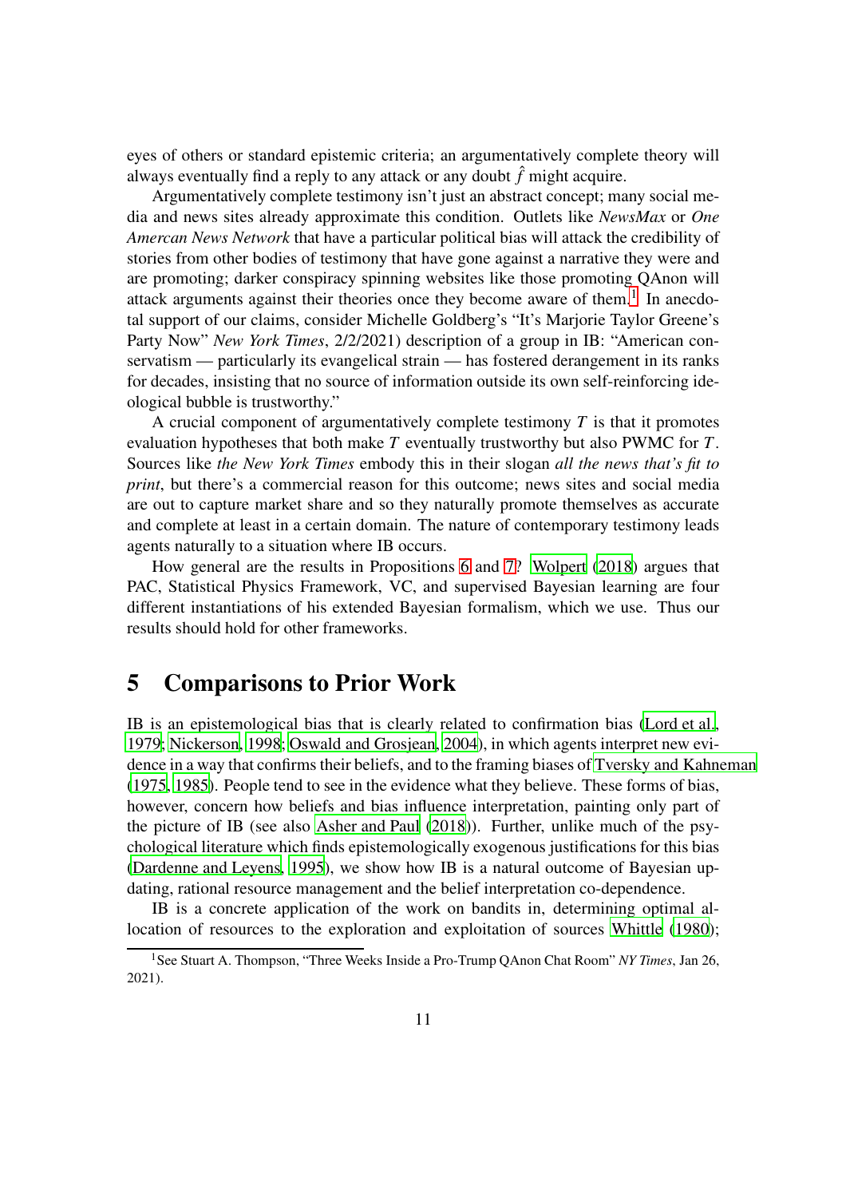eyes of others or standard epistemic criteria; an argumentatively complete theory will always eventually find a reply to any attack or any doubt $\hat{f}$ might acquire.

Argumentatively complete testimony isn't just an abstract concept; many social media and news sites already approximate this condition. Outlets like *NewsMax* or *One Amercan News Network* that have a particular political bias will attack the credibility of stories from other bodies of testimony that have gone against a narrative they were and are promoting; darker conspiracy spinning websites like those promoting QAnon will attack arguments against their theories once they become aware of them.[1] In anecdotal support of our claims, consider Michelle Goldberg's "It's Marjorie Taylor Greene's Party Now" *New York Times*, 2/2/2021) description of a group in IB: "American conservatism — particularly its evangelical strain — has fostered derangement in its ranks for decades, insisting that no source of information outside its own self-reinforcing ideological bubble is trustworthy."

A crucial component of argumentatively complete testimony $T$ is that it promotes evaluation hypotheses that both make $T$ eventually trustworthy but also PWMC for $T$. Sources like *the New York Times* embody this in their slogan *all the news that's fit to print*, but there's a commercial reason for this outcome; news sites and social media are out to capture market share and so they naturally promote themselves as accurate and complete at least in a certain domain. The nature of contemporary testimony leads agents naturally to a situation where IB occurs.

How general are the results in Propositions 6 and 7? Wolpert (2018) argues that PAC, Statistical Physics Framework, VC, and supervised Bayesian learning are four different instantiations of his extended Bayesian formalism, which we use. Thus our results should hold for other frameworks.

## 5 Comparisons to Prior Work

IB is an epistemological bias that is clearly related to confirmation bias (Lord et al., 1979; Nickerson, 1998; Oswald and Grosjean, 2004), in which agents interpret new evidence in a way that confirms their beliefs, and to the framing biases of Tversky and Kahneman (1975, 1985). People tend to see in the evidence what they believe. These forms of bias, however, concern how beliefs and bias influence interpretation, painting only part of the picture of IB (see also Asher and Paul (2018)). Further, unlike much of the psychological literature which finds epistemologically exogenous justifications for this bias (Dardenne and Leyens, 1995), we show how IB is a natural outcome of Bayesian updating, rational resource management and the belief interpretation co-dependence.

IB is a concrete application of the work on bandits in, determining optimal allocation of resources to the exploration and exploitation of sources Whittle (1980);

[1] See Stuart A. Thompson, "Three Weeks Inside a Pro-Trump QAnon Chat Room" *NY Times*, Jan 26, 2021).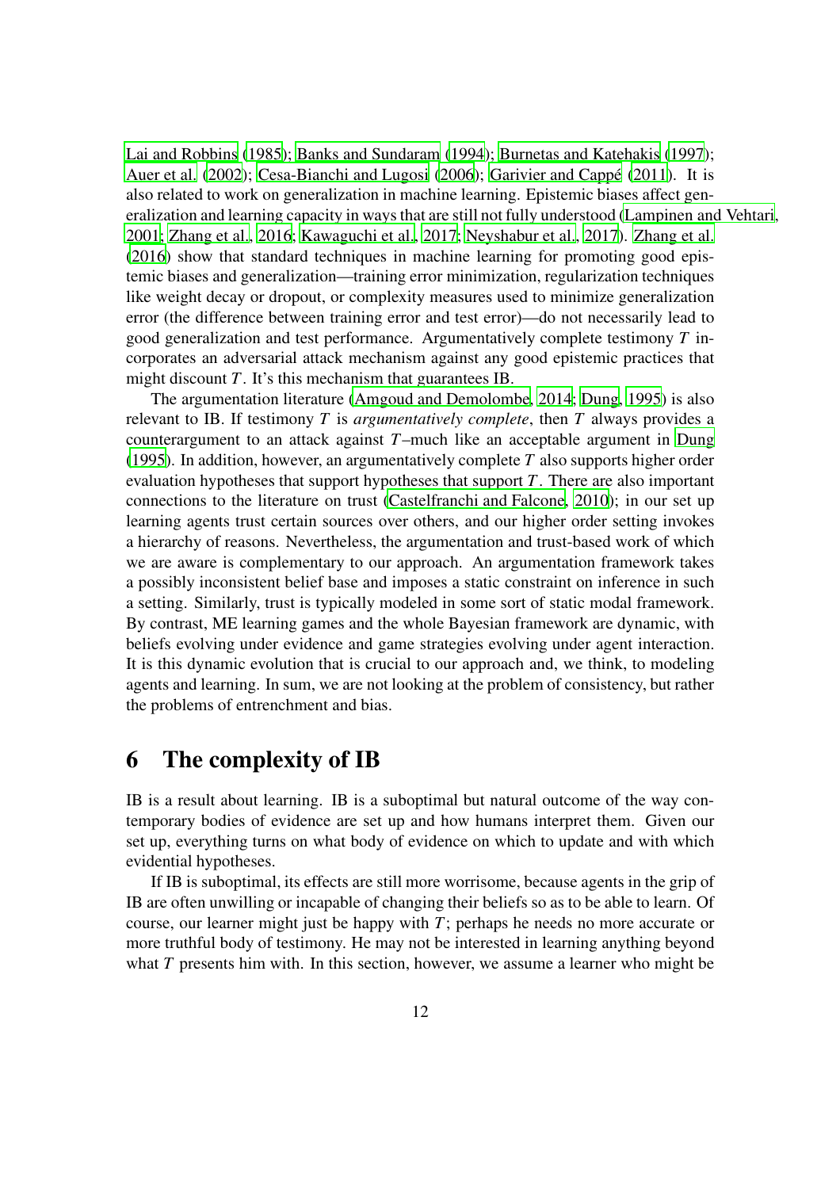Lai and Robbins (1985); Banks and Sundaram (1994); Burnetas and Katehakis (1997); Auer et al. (2002); Cesa-Bianchi and Lugosi (2006); Garivier and Cappé (2011). It is also related to work on generalization in machine learning. Epistemic biases affect generalization and learning capacity in ways that are still not fully understood (Lampinen and Vehtari, 2001; Zhang et al., 2016; Kawaguchi et al., 2017; Neyshabur et al., 2017). Zhang et al. (2016) show that standard techniques in machine learning for promoting good epistemic biases and generalization—training error minimization, regularization techniques like weight decay or dropout, or complexity measures used to minimize generalization error (the difference between training error and test error)—do not necessarily lead to good generalization and test performance. Argumentatively complete testimony $T$ incorporates an adversarial attack mechanism against any good epistemic practices that might discount $T$. It's this mechanism that guarantees IB.

The argumentation literature (Amgoud and Demolombe, 2014; Dung, 1995) is also relevant to IB. If testimony $T$ is *argumentatively complete*, then $T$ always provides a counterargument to an attack against $T$–much like an acceptable argument in Dung (1995). In addition, however, an argumentatively complete $T$ also supports higher order evaluation hypotheses that support hypotheses that support $T$. There are also important connections to the literature on trust (Castelfranchi and Falcone, 2010); in our set up learning agents trust certain sources over others, and our higher order setting invokes a hierarchy of reasons. Nevertheless, the argumentation and trust-based work of which we are aware is complementary to our approach. An argumentation framework takes a possibly inconsistent belief base and imposes a static constraint on inference in such a setting. Similarly, trust is typically modeled in some sort of static modal framework. By contrast, ME learning games and the whole Bayesian framework are dynamic, with beliefs evolving under evidence and game strategies evolving under agent interaction. It is this dynamic evolution that is crucial to our approach and, we think, to modeling agents and learning. In sum, we are not looking at the problem of consistency, but rather the problems of entrenchment and bias.

# 6 The complexity of IB

IB is a result about learning. IB is a suboptimal but natural outcome of the way contemporary bodies of evidence are set up and how humans interpret them. Given our set up, everything turns on what body of evidence on which to update and with which evidential hypotheses.

If IB is suboptimal, its effects are still more worrisome, because agents in the grip of IB are often unwilling or incapable of changing their beliefs so as to be able to learn. Of course, our learner might just be happy with $T$; perhaps he needs no more accurate or more truthful body of testimony. He may not be interested in learning anything beyond what $T$ presents him with. In this section, however, we assume a learner who might be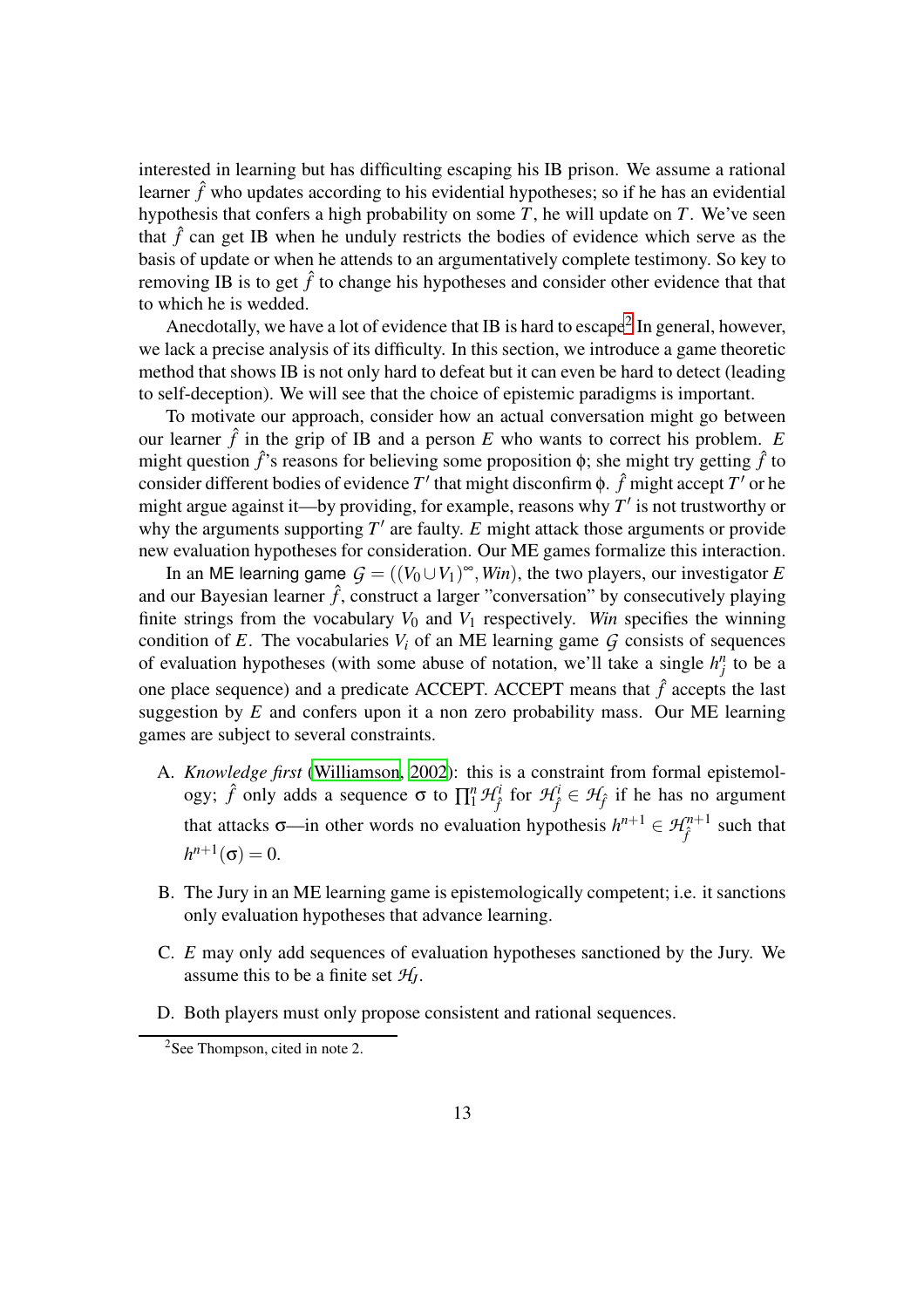interested in learning but has difficulting escaping his IB prison. We assume a rational learner $\hat{f}$ who updates according to his evidential hypotheses; so if he has an evidential hypothesis that confers a high probability on some $T$, he will update on $T$. We've seen that $\hat{f}$ can get IB when he unduly restricts the bodies of evidence which serve as the basis of update or when he attends to an argumentatively complete testimony. So key to removing IB is to get $\hat{f}$ to change his hypotheses and consider other evidence that that to which he is wedded.

Anecdotally, we have a lot of evidence that IB is hard to escape[2] In general, however, we lack a precise analysis of its difficulty. In this section, we introduce a game theoretic method that shows IB is not only hard to defeat but it can even be hard to detect (leading to self-deception). We will see that the choice of epistemic paradigms is important.

To motivate our approach, consider how an actual conversation might go between our learner $\hat{f}$ in the grip of IB and a person $E$ who wants to correct his problem. $E$ might question $\hat{f}$'s reasons for believing some proposition $\phi$; she might try getting $\hat{f}$ to consider different bodies of evidence $T'$ that might disconfirm $\phi$. $\hat{f}$ might accept $T'$ or he might argue against it—by providing, for example, reasons why $T'$ is not trustworthy or why the arguments supporting $T'$ are faulty. $E$ might attack those arguments or provide new evaluation hypotheses for consideration. Our ME games formalize this interaction.

In an ME learning game $\mathcal{G} = ((V_0 \cup V_1)^\infty, Win)$, the two players, our investigator $E$ and our Bayesian learner $\hat{f}$, construct a larger "conversation" by consecutively playing finite strings from the vocabulary $V_0$ and $V_1$ respectively. *Win* specifies the winning condition of $E$. The vocabularies $V_i$ of an ME learning game $\mathcal{G}$ consists of sequences of evaluation hypotheses (with some abuse of notation, we'll take a single $h^n_j$ to be a one place sequence) and a predicate ACCEPT. ACCEPT means that $\hat{f}$ accepts the last suggestion by $E$ and confers upon it a non zero probability mass. Our ME learning games are subject to several constraints.

A. *Knowledge first* (Williamson, 2002): this is a constraint from formal epistemology; $\hat{f}$ only adds a sequence $\sigma$ to $\prod_1^n \mathcal{H}^i_{\hat{f}}$ for $\mathcal{H}^i_{\hat{f}} \in \mathcal{H}_{\hat{f}}$ if he has no argument that attacks $\sigma$—in other words no evaluation hypothesis $h^{n+1} \in \mathcal{H}^{n+1}_{\hat{f}}$ such that $h^{n+1}(\sigma) = 0$.

B. The Jury in an ME learning game is epistemologically competent; i.e. it sanctions only evaluation hypotheses that advance learning.

C. $E$ may only add sequences of evaluation hypotheses sanctioned by the Jury. We assume this to be a finite set $\mathcal{H}_J$.

D. Both players must only propose consistent and rational sequences.

[2] See Thompson, cited in note 2.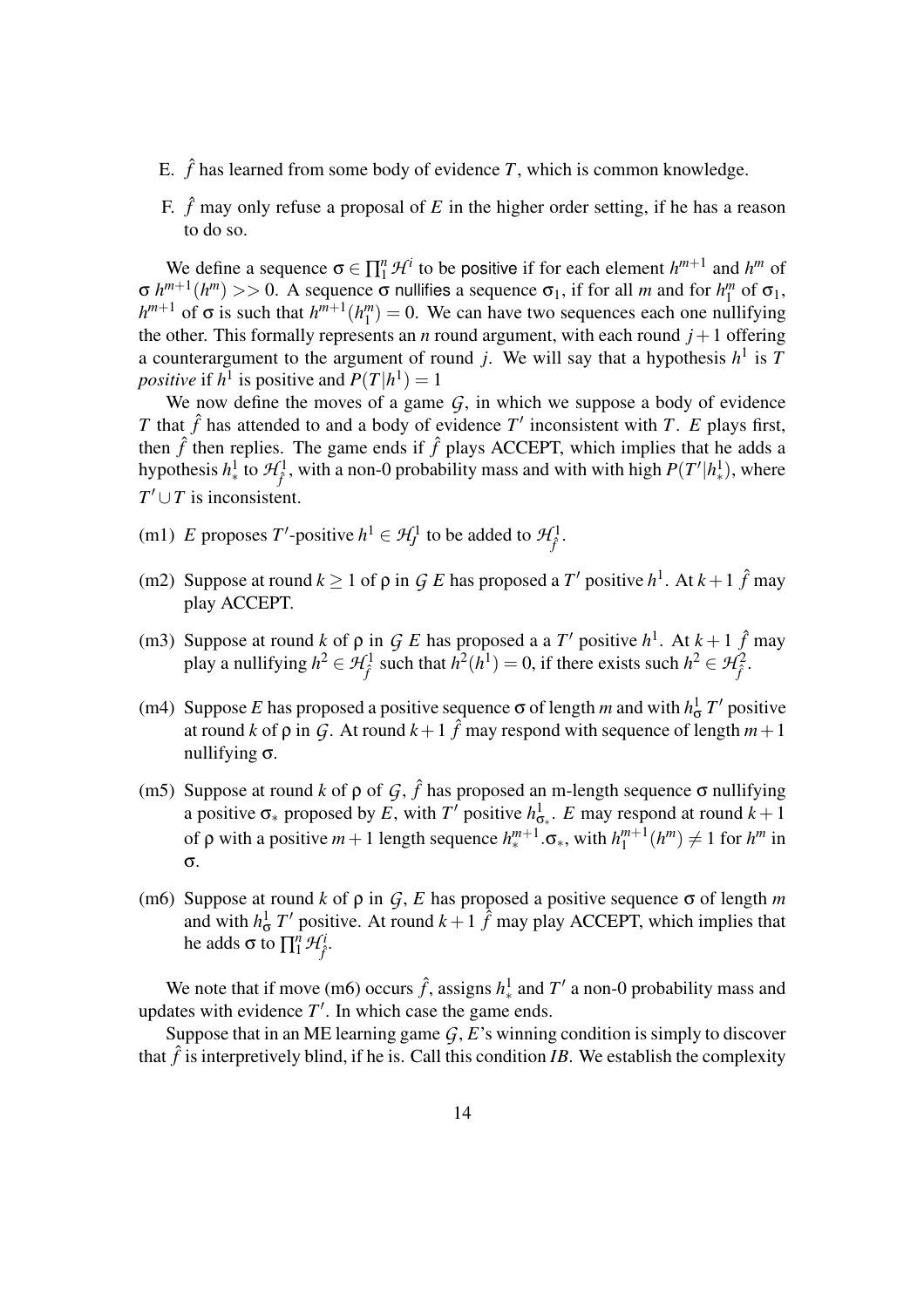E. $\hat{f}$ has learned from some body of evidence $T$, which is common knowledge.

F. $\hat{f}$ may only refuse a proposal of $E$ in the higher order setting, if he has a reason to do so.

We define a sequence $\sigma \in \prod_1^n \mathcal{H}^i$ to be positive if for each element $h^{m+1}$ and $h^m$ of $\sigma$ $h^{m+1}(h^m) >> 0$. A sequence $\sigma$ nullifies a sequence $\sigma_1$, if for all $m$ and for $h_1^m$ of $\sigma_1$, $h^{m+1}$ of $\sigma$ is such that $h^{m+1}(h_1^m) = 0$. We can have two sequences each one nullifying the other. This formally represents an $n$ round argument, with each round $j+1$ offering a counterargument to the argument of round $j$. We will say that a hypothesis $h^1$ is *$T$ positive* if $h^1$ is positive and $P(T|h^1) = 1$

We now define the moves of a game $\mathcal{G}$, in which we suppose a body of evidence $T$ that $\hat{f}$ has attended to and a body of evidence $T'$ inconsistent with $T$. $E$ plays first, then $\hat{f}$ then replies. The game ends if $\hat{f}$ plays ACCEPT, which implies that he adds a hypothesis $h_*^1$ to $\mathcal{H}_{\hat{f}}^1$, with a non-0 probability mass and with with high $P(T'|h_*^1)$, where $T' \cup T$ is inconsistent.

(m1) $E$ proposes $T'$-positive $h^1 \in \mathcal{H}_J^1$ to be added to $\mathcal{H}_{\hat{f}}^1$.

(m2) Suppose at round $k \geq 1$ of $\rho$ in $\mathcal{G}$ $E$ has proposed a $T'$ positive $h^1$. At $k+1$ $\hat{f}$ may play ACCEPT.

(m3) Suppose at round $k$ of $\rho$ in $\mathcal{G}$ $E$ has proposed a a $T'$ positive $h^1$. At $k+1$ $\hat{f}$ may play a nullifying $h^2 \in \mathcal{H}_{\hat{f}}^1$ such that $h^2(h^1) = 0$, if there exists such $h^2 \in \mathcal{H}_{\hat{f}}^2$.

(m4) Suppose $E$ has proposed a positive sequence $\sigma$ of length $m$ and with $h_\sigma^1$ $T'$ positive at round $k$ of $\rho$ in $\mathcal{G}$. At round $k+1$ $\hat{f}$ may respond with sequence of length $m+1$ nullifying $\sigma$.

(m5) Suppose at round $k$ of $\rho$ of $\mathcal{G}$, $\hat{f}$ has proposed an m-length sequence $\sigma$ nullifying a positive $\sigma_*$ proposed by $E$, with $T'$ positive $h_{\sigma_*}^1$. $E$ may respond at round $k+1$ of $\rho$ with a positive $m+1$ length sequence $h_*^{m+1}.\sigma_*$, with $h_1^{m+1}(h^m) \neq 1$ for $h^m$ in $\sigma$.

(m6) Suppose at round $k$ of $\rho$ in $\mathcal{G}$, $E$ has proposed a positive sequence $\sigma$ of length $m$ and with $h_\sigma^1$ $T'$ positive. At round $k+1$ $\hat{f}$ may play ACCEPT, which implies that he adds $\sigma$ to $\prod_1^n \mathcal{H}_{\hat{f}}^i$.

We note that if move (m6) occurs $\hat{f}$, assigns $h_*^1$ and $T'$ a non-0 probability mass and updates with evidence $T'$. In which case the game ends.

Suppose that in an ME learning game $\mathcal{G}$, $E$'s winning condition is simply to discover that $\hat{f}$ is interpretively blind, if he is. Call this condition $IB$. We establish the complexity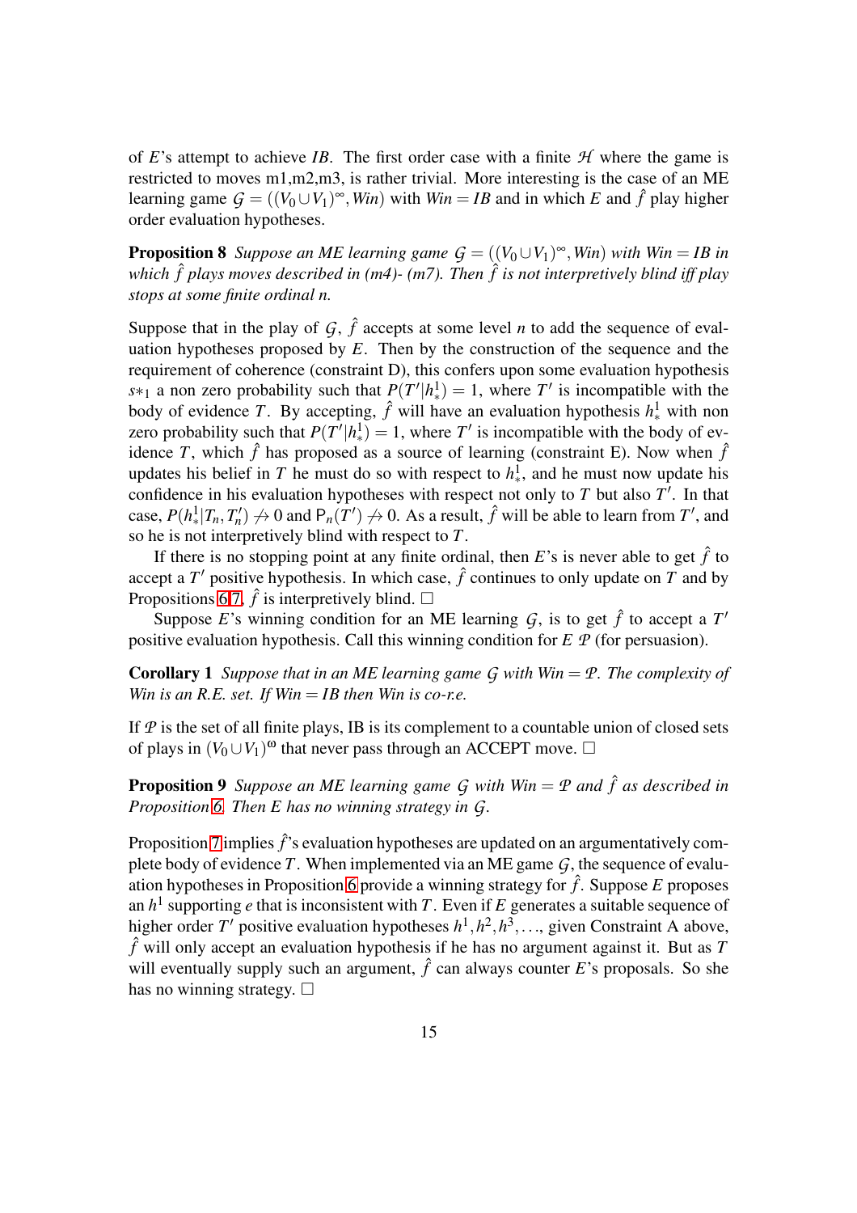of $E$'s attempt to achieve $IB$. The first order case with a finite $\mathcal{H}$ where the game is restricted to moves m1,m2,m3, is rather trivial. More interesting is the case of an ME learning game $\mathcal{G} = ((V_0 \cup V_1)^\infty, Win)$ with $Win = IB$ and in which $E$ and $\hat{f}$ play higher order evaluation hypotheses.

**Proposition 8** *Suppose an ME learning game $\mathcal{G} = ((V_0 \cup V_1)^\infty, Win)$ with $Win = IB$ in which $\hat{f}$ plays moves described in (m4)- (m7). Then $\hat{f}$ is not interpretively blind iff play stops at some finite ordinal $n$.*

Suppose that in the play of $\mathcal{G}$, $\hat{f}$ accepts at some level $n$ to add the sequence of evaluation hypotheses proposed by $E$. Then by the construction of the sequence and the requirement of coherence (constraint D), this confers upon some evaluation hypothesis $s*_1$ a non zero probability such that $P(T'|h^1_*) = 1$, where $T'$ is incompatible with the body of evidence $T$. By accepting, $\hat{f}$ will have an evaluation hypothesis $h^1_*$ with non zero probability such that $P(T'|h^1_*) = 1$, where $T'$ is incompatible with the body of evidence $T$, which $\hat{f}$ has proposed as a source of learning (constraint E). Now when $\hat{f}$ updates his belief in $T$ he must do so with respect to $h^1_*$, and he must now update his confidence in his evaluation hypotheses with respect not only to $T$ but also $T'$. In that case, $P(h^1_*|T_n, T'_n) \not\to 0$ and $\mathsf{P}_n(T') \not\to 0$. As a result, $\hat{f}$ will be able to learn from $T'$, and so he is not interpretively blind with respect to $T$.

If there is no stopping point at any finite ordinal, then $E$'s is never able to get $\hat{f}$ to accept a $T'$ positive hypothesis. In which case, $\hat{f}$ continues to only update on $T$ and by Propositions 6,7, $\hat{f}$ is interpretively blind. □

Suppose $E$'s winning condition for an ME learning $\mathcal{G}$, is to get $\hat{f}$ to accept a $T'$ positive evaluation hypothesis. Call this winning condition for $E$ $\mathcal{P}$ (for persuasion).

**Corollary 1** *Suppose that in an ME learning game $\mathcal{G}$ with $Win = \mathcal{P}$. The complexity of $Win$ is an R.E. set. If $Win = IB$ then $Win$ is co-r.e.*

If $\mathcal{P}$ is the set of all finite plays, IB is its complement to a countable union of closed sets of plays in $(V_0 \cup V_1)^\omega$ that never pass through an ACCEPT move. □

**Proposition 9** *Suppose an ME learning game $\mathcal{G}$ with $Win = \mathcal{P}$ and $\hat{f}$ as described in Proposition 6. Then $E$ has no winning strategy in $\mathcal{G}$.*

Proposition 7 implies $\hat{f}$'s evaluation hypotheses are updated on an argumentatively complete body of evidence $T$. When implemented via an ME game $\mathcal{G}$, the sequence of evaluation hypotheses in Proposition 6 provide a winning strategy for $\hat{f}$. Suppose $E$ proposes an $h^1$ supporting $e$ that is inconsistent with $T$. Even if $E$ generates a suitable sequence of higher order $T'$ positive evaluation hypotheses $h^1, h^2, h^3, \ldots$, given Constraint A above, $\hat{f}$ will only accept an evaluation hypothesis if he has no argument against it. But as $T$ will eventually supply such an argument, $\hat{f}$ can always counter $E$'s proposals. So she has no winning strategy. □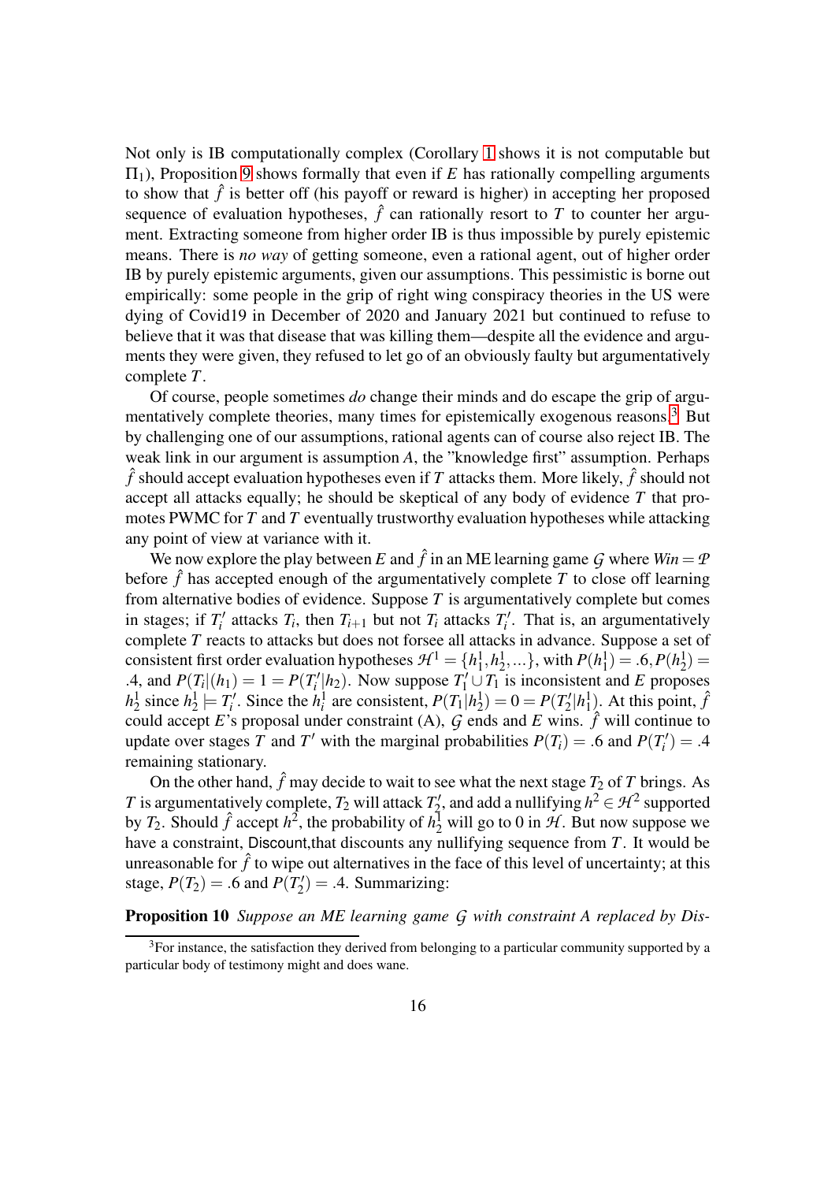Not only is IB computationally complex (Corollary 1 shows it is not computable but $\Pi_1$), Proposition 9 shows formally that even if $E$ has rationally compelling arguments to show that $\hat{f}$ is better off (his payoff or reward is higher) in accepting her proposed sequence of evaluation hypotheses, $\hat{f}$ can rationally resort to $T$ to counter her argument. Extracting someone from higher order IB is thus impossible by purely epistemic means. There is *no way* of getting someone, even a rational agent, out of higher order IB by purely epistemic arguments, given our assumptions. This pessimistic is borne out empirically: some people in the grip of right wing conspiracy theories in the US were dying of Covid19 in December of 2020 and January 2021 but continued to refuse to believe that it was that disease that was killing them—despite all the evidence and arguments they were given, they refused to let go of an obviously faulty but argumentatively complete $T$.

Of course, people sometimes *do* change their minds and do escape the grip of argumentatively complete theories, many times for epistemically exogenous reasons.[3] But by challenging one of our assumptions, rational agents can of course also reject IB. The weak link in our argument is assumption $A$, the "knowledge first" assumption. Perhaps $\hat{f}$ should accept evaluation hypotheses even if $T$ attacks them. More likely, $\hat{f}$ should not accept all attacks equally; he should be skeptical of any body of evidence $T$ that promotes PWMC for $T$ and $T$ eventually trustworthy evaluation hypotheses while attacking any point of view at variance with it.

We now explore the play between $E$ and $\hat{f}$ in an ME learning game $\mathcal{G}$ where $Win = \mathcal{P}$ before $\hat{f}$ has accepted enough of the argumentatively complete $T$ to close off learning from alternative bodies of evidence. Suppose $T$ is argumentatively complete but comes in stages; if $T'_i$ attacks $T_i$, then $T_{i+1}$ but not $T_i$ attacks $T'_i$. That is, an argumentatively complete $T$ reacts to attacks but does not forsee all attacks in advance. Suppose a set of consistent first order evaluation hypotheses $\mathcal{H}^1 = \{h^1_1, h^1_2, ...\}$, with $P(h^1_1) = .6, P(h^1_2) = .4$, and $P(T_i|(h_1) = 1 = P(T'_i|h_2)$. Now suppose $T'_1 \cup T_1$ is inconsistent and $E$ proposes $h^1_2$ since $h^1_2 \models T'_i$. Since the $h^1_i$ are consistent, $P(T_1|h^1_2) = 0 = P(T'_2|h^1_1)$. At this point, $\hat{f}$ could accept $E$'s proposal under constraint (A), $\mathcal{G}$ ends and $E$ wins. $\hat{f}$ will continue to update over stages $T$ and $T'$ with the marginal probabilities $P(T_i) = .6$ and $P(T'_i) = .4$ remaining stationary.

On the other hand, $\hat{f}$ may decide to wait to see what the next stage $T_2$ of $T$ brings. As $T$ is argumentatively complete, $T_2$ will attack $T'_2$, and add a nullifying $h^2 \in \mathcal{H}^2$ supported by $T_2$. Should $\hat{f}$ accept $h^2$, the probability of $h^1_2$ will go to 0 in $\mathcal{H}$. But now suppose we have a constraint, Discount,that discounts any nullifying sequence from $T$. It would be unreasonable for $\hat{f}$ to wipe out alternatives in the face of this level of uncertainty; at this stage, $P(T_2) = .6$ and $P(T'_2) = .4$. Summarizing:

**Proposition 10** *Suppose an ME learning game $\mathcal{G}$ with constraint A replaced by Dis-*

[3] For instance, the satisfaction they derived from belonging to a particular community supported by a particular body of testimony might and does wane.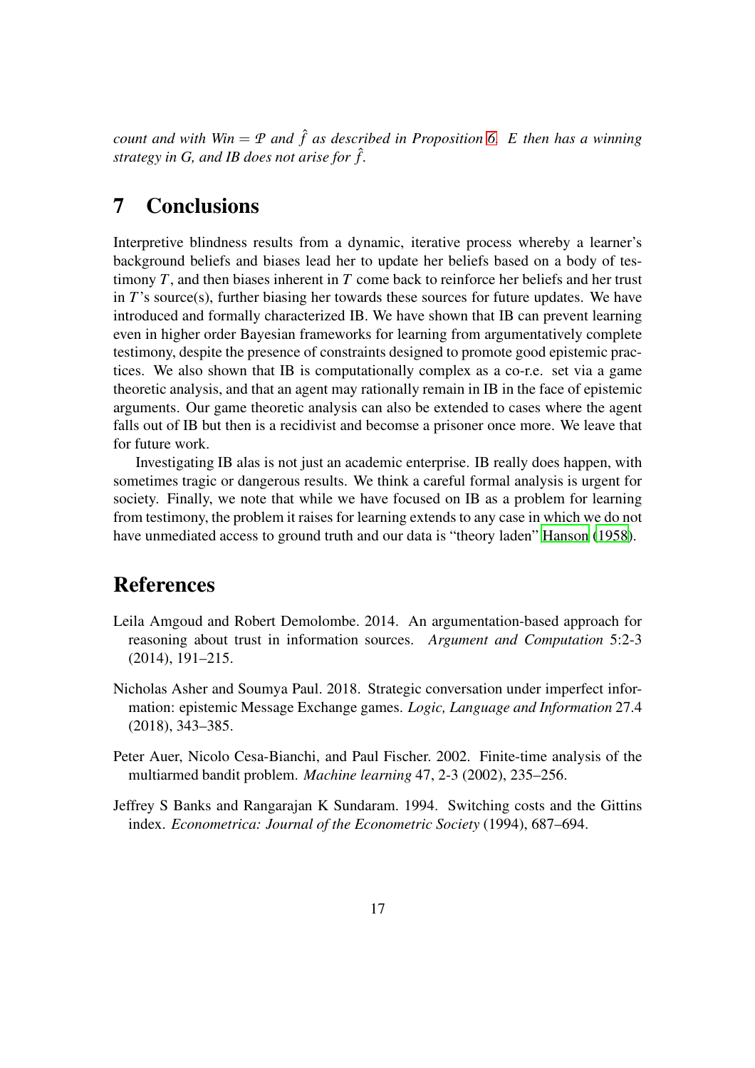*count and with Win* $= \mathcal{P}$ *and* $\hat{f}$ *as described in Proposition 6. E then has a winning strategy in G, and IB does not arise for* $\hat{f}$*.*

## 7 Conclusions

Interpretive blindness results from a dynamic, iterative process whereby a learner's background beliefs and biases lead her to update her beliefs based on a body of testimony $T$, and then biases inherent in $T$ come back to reinforce her beliefs and her trust in $T$'s source(s), further biasing her towards these sources for future updates. We have introduced and formally characterized IB. We have shown that IB can prevent learning even in higher order Bayesian frameworks for learning from argumentatively complete testimony, despite the presence of constraints designed to promote good epistemic practices. We also shown that IB is computationally complex as a co-r.e. set via a game theoretic analysis, and that an agent may rationally remain in IB in the face of epistemic arguments. Our game theoretic analysis can also be extended to cases where the agent falls out of IB but then is a recidivist and becomse a prisoner once more. We leave that for future work.

Investigating IB alas is not just an academic enterprise. IB really does happen, with sometimes tragic or dangerous results. We think a careful formal analysis is urgent for society. Finally, we note that while we have focused on IB as a problem for learning from testimony, the problem it raises for learning extends to any case in which we do not have unmediated access to ground truth and our data is "theory laden" Hanson (1958).

## References

Leila Amgoud and Robert Demolombe. 2014. An argumentation-based approach for reasoning about trust in information sources. *Argument and Computation* 5:2-3 (2014), 191–215.

Nicholas Asher and Soumya Paul. 2018. Strategic conversation under imperfect information: epistemic Message Exchange games. *Logic, Language and Information* 27.4 (2018), 343–385.

Peter Auer, Nicolo Cesa-Bianchi, and Paul Fischer. 2002. Finite-time analysis of the multiarmed bandit problem. *Machine learning* 47, 2-3 (2002), 235–256.

Jeffrey S Banks and Rangarajan K Sundaram. 1994. Switching costs and the Gittins index. *Econometrica: Journal of the Econometric Society* (1994), 687–694.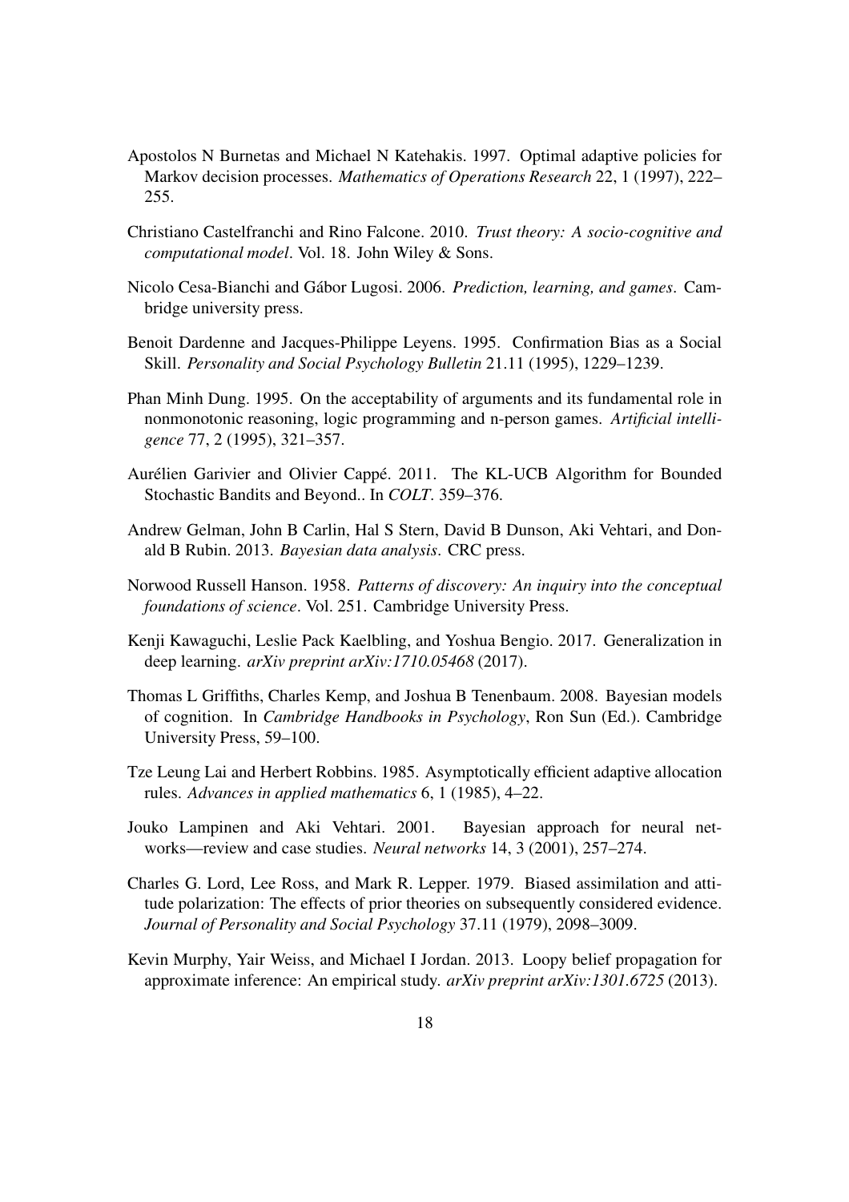Apostolos N Burnetas and Michael N Katehakis. 1997. Optimal adaptive policies for Markov decision processes. *Mathematics of Operations Research* 22, 1 (1997), 222–255.

Christiano Castelfranchi and Rino Falcone. 2010. *Trust theory: A socio-cognitive and computational model*. Vol. 18. John Wiley & Sons.

Nicolo Cesa-Bianchi and Gábor Lugosi. 2006. *Prediction, learning, and games*. Cambridge university press.

Benoit Dardenne and Jacques-Philippe Leyens. 1995. Confirmation Bias as a Social Skill. *Personality and Social Psychology Bulletin* 21.11 (1995), 1229–1239.

Phan Minh Dung. 1995. On the acceptability of arguments and its fundamental role in nonmonotonic reasoning, logic programming and n-person games. *Artificial intelligence* 77, 2 (1995), 321–357.

Aurélien Garivier and Olivier Cappé. 2011. The KL-UCB Algorithm for Bounded Stochastic Bandits and Beyond.. In *COLT*. 359–376.

Andrew Gelman, John B Carlin, Hal S Stern, David B Dunson, Aki Vehtari, and Donald B Rubin. 2013. *Bayesian data analysis*. CRC press.

Norwood Russell Hanson. 1958. *Patterns of discovery: An inquiry into the conceptual foundations of science*. Vol. 251. Cambridge University Press.

Kenji Kawaguchi, Leslie Pack Kaelbling, and Yoshua Bengio. 2017. Generalization in deep learning. *arXiv preprint arXiv:1710.05468* (2017).

Thomas L Griffiths, Charles Kemp, and Joshua B Tenenbaum. 2008. Bayesian models of cognition. In *Cambridge Handbooks in Psychology*, Ron Sun (Ed.). Cambridge University Press, 59–100.

Tze Leung Lai and Herbert Robbins. 1985. Asymptotically efficient adaptive allocation rules. *Advances in applied mathematics* 6, 1 (1985), 4–22.

Jouko Lampinen and Aki Vehtari. 2001. Bayesian approach for neural networks—review and case studies. *Neural networks* 14, 3 (2001), 257–274.

Charles G. Lord, Lee Ross, and Mark R. Lepper. 1979. Biased assimilation and attitude polarization: The effects of prior theories on subsequently considered evidence. *Journal of Personality and Social Psychology* 37.11 (1979), 2098–3009.

Kevin Murphy, Yair Weiss, and Michael I Jordan. 2013. Loopy belief propagation for approximate inference: An empirical study. *arXiv preprint arXiv:1301.6725* (2013).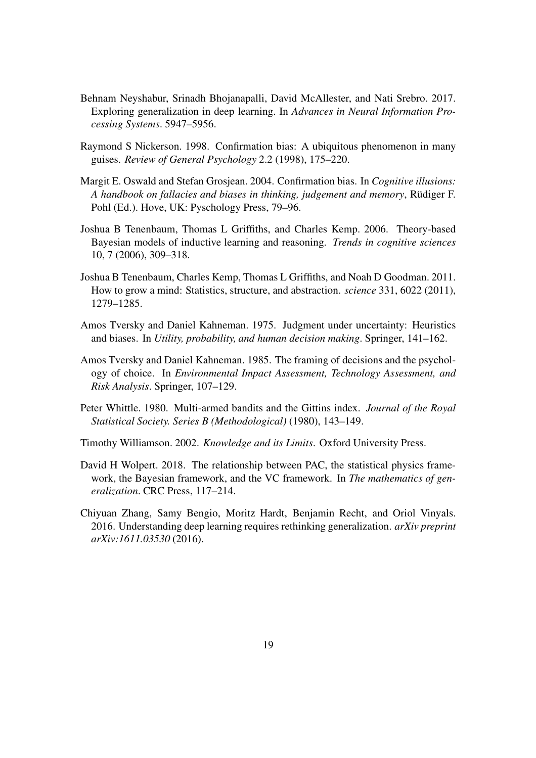Behnam Neyshabur, Srinadh Bhojanapalli, David McAllester, and Nati Srebro. 2017. Exploring generalization in deep learning. In *Advances in Neural Information Processing Systems*. 5947–5956.

Raymond S Nickerson. 1998. Confirmation bias: A ubiquitous phenomenon in many guises. *Review of General Psychology* 2.2 (1998), 175–220.

Margit E. Oswald and Stefan Grosjean. 2004. Confirmation bias. In *Cognitive illusions: A handbook on fallacies and biases in thinking, judgement and memory*, Rüdiger F. Pohl (Ed.). Hove, UK: Pyschology Press, 79–96.

Joshua B Tenenbaum, Thomas L Griffiths, and Charles Kemp. 2006. Theory-based Bayesian models of inductive learning and reasoning. *Trends in cognitive sciences* 10, 7 (2006), 309–318.

Joshua B Tenenbaum, Charles Kemp, Thomas L Griffiths, and Noah D Goodman. 2011. How to grow a mind: Statistics, structure, and abstraction. *science* 331, 6022 (2011), 1279–1285.

Amos Tversky and Daniel Kahneman. 1975. Judgment under uncertainty: Heuristics and biases. In *Utility, probability, and human decision making*. Springer, 141–162.

Amos Tversky and Daniel Kahneman. 1985. The framing of decisions and the psychology of choice. In *Environmental Impact Assessment, Technology Assessment, and Risk Analysis*. Springer, 107–129.

Peter Whittle. 1980. Multi-armed bandits and the Gittins index. *Journal of the Royal Statistical Society. Series B (Methodological)* (1980), 143–149.

Timothy Williamson. 2002. *Knowledge and its Limits*. Oxford University Press.

David H Wolpert. 2018. The relationship between PAC, the statistical physics framework, the Bayesian framework, and the VC framework. In *The mathematics of generalization*. CRC Press, 117–214.

Chiyuan Zhang, Samy Bengio, Moritz Hardt, Benjamin Recht, and Oriol Vinyals. 2016. Understanding deep learning requires rethinking generalization. *arXiv preprint arXiv:1611.03530* (2016).